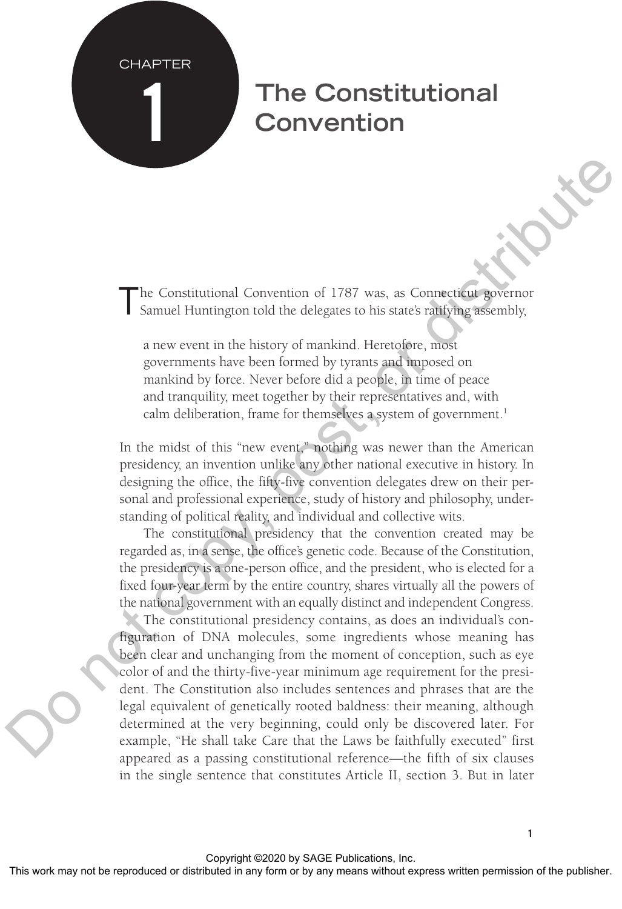# CHAPTER 1

# The Constitutional Convention

The Constitutional Convention of 1787 was, as Connecticut governor Samuel Huntington told the delegates to his state's ratifying assembly,

> a new event in the history of mankind. Heretofore, most governments have been formed by tyrants and imposed on mankind by force. Never before did a people, in time of peace and tranquility, meet together by their representatives and, with calm deliberation, frame for themselves a system of government.[1]

In the midst of this "new event," nothing was newer than the American presidency, an invention unlike any other national executive in history. In designing the office, the fifty-five convention delegates drew on their personal and professional experience, study of history and philosophy, understanding of political reality, and individual and collective wits.

The constitutional presidency that the convention created may be regarded as, in a sense, the office's genetic code. Because of the Constitution, the presidency is a one-person office, and the president, who is elected for a fixed four-year term by the entire country, shares virtually all the powers of the national government with an equally distinct and independent Congress.

The constitutional presidency contains, as does an individual's configuration of DNA molecules, some ingredients whose meaning has been clear and unchanging from the moment of conception, such as eye color of and the thirty-five-year minimum age requirement for the president. The Constitution also includes sentences and phrases that are the legal equivalent of genetically rooted baldness: their meaning, although determined at the very beginning, could only be discovered later. For example, "He shall take Care that the Laws be faithfully executed" first appeared as a passing constitutional reference—the fifth of six clauses in the single sentence that constitutes Article II, section 3. But in later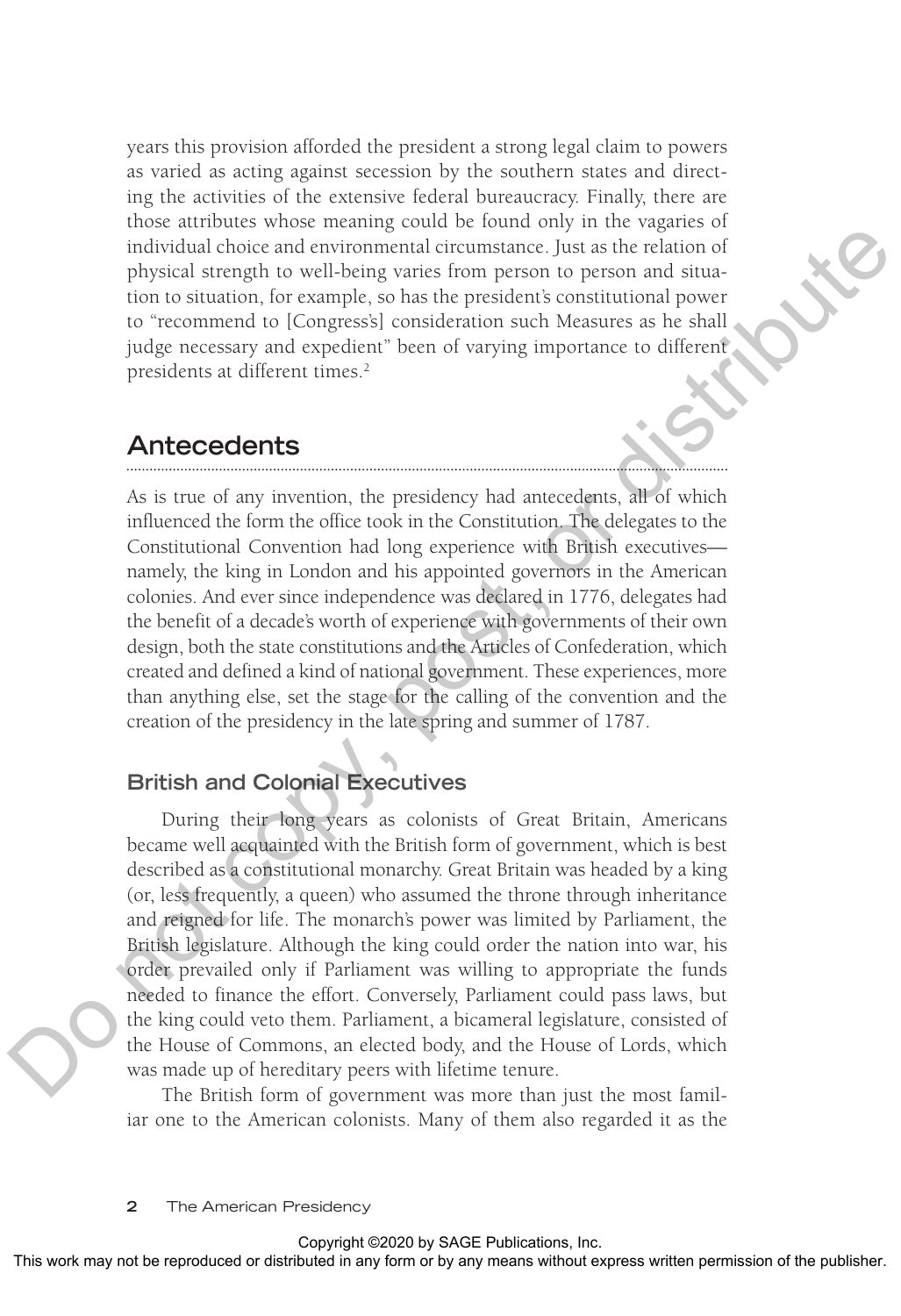years this provision afforded the president a strong legal claim to powers as varied as acting against secession by the southern states and directing the activities of the extensive federal bureaucracy. Finally, there are those attributes whose meaning could be found only in the vagaries of individual choice and environmental circumstance. Just as the relation of physical strength to well-being varies from person to person and situation to situation, for example, so has the president's constitutional power to "recommend to [Congress's] consideration such Measures as he shall judge necessary and expedient" been of varying importance to different presidents at different times.[2]

## Antecedents

As is true of any invention, the presidency had antecedents, all of which influenced the form the office took in the Constitution. The delegates to the Constitutional Convention had long experience with British executives—namely, the king in London and his appointed governors in the American colonies. And ever since independence was declared in 1776, delegates had the benefit of a decade's worth of experience with governments of their own design, both the state constitutions and the Articles of Confederation, which created and defined a kind of national government. These experiences, more than anything else, set the stage for the calling of the convention and the creation of the presidency in the late spring and summer of 1787.

### British and Colonial Executives

During their long years as colonists of Great Britain, Americans became well acquainted with the British form of government, which is best described as a constitutional monarchy. Great Britain was headed by a king (or, less frequently, a queen) who assumed the throne through inheritance and reigned for life. The monarch's power was limited by Parliament, the British legislature. Although the king could order the nation into war, his order prevailed only if Parliament was willing to appropriate the funds needed to finance the effort. Conversely, Parliament could pass laws, but the king could veto them. Parliament, a bicameral legislature, consisted of the House of Commons, an elected body, and the House of Lords, which was made up of hereditary peers with lifetime tenure.

The British form of government was more than just the most familiar one to the American colonists. Many of them also regarded it as the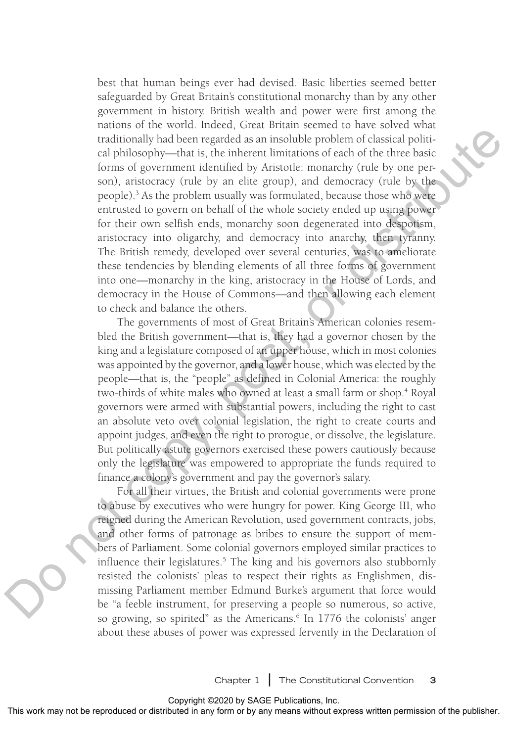best that human beings ever had devised. Basic liberties seemed better safeguarded by Great Britain's constitutional monarchy than by any other government in history. British wealth and power were first among the nations of the world. Indeed, Great Britain seemed to have solved what traditionally had been regarded as an insoluble problem of classical political philosophy—that is, the inherent limitations of each of the three basic forms of government identified by Aristotle: monarchy (rule by one person), aristocracy (rule by an elite group), and democracy (rule by the people).[3] As the problem usually was formulated, because those who were entrusted to govern on behalf of the whole society ended up using power for their own selfish ends, monarchy soon degenerated into despotism, aristocracy into oligarchy, and democracy into anarchy, then tyranny. The British remedy, developed over several centuries, was to ameliorate these tendencies by blending elements of all three forms of government into one—monarchy in the king, aristocracy in the House of Lords, and democracy in the House of Commons—and then allowing each element to check and balance the others.

The governments of most of Great Britain's American colonies resembled the British government—that is, they had a governor chosen by the king and a legislature composed of an upper house, which in most colonies was appointed by the governor, and a lower house, which was elected by the people—that is, the "people" as defined in Colonial America: the roughly two-thirds of white males who owned at least a small farm or shop.[4] Royal governors were armed with substantial powers, including the right to cast an absolute veto over colonial legislation, the right to create courts and appoint judges, and even the right to prorogue, or dissolve, the legislature. But politically astute governors exercised these powers cautiously because only the legislature was empowered to appropriate the funds required to finance a colony's government and pay the governor's salary.

For all their virtues, the British and colonial governments were prone to abuse by executives who were hungry for power. King George III, who reigned during the American Revolution, used government contracts, jobs, and other forms of patronage as bribes to ensure the support of members of Parliament. Some colonial governors employed similar practices to influence their legislatures.[5] The king and his governors also stubbornly resisted the colonists' pleas to respect their rights as Englishmen, dismissing Parliament member Edmund Burke's argument that force would be "a feeble instrument, for preserving a people so numerous, so active, so growing, so spirited" as the Americans.[6] In 1776 the colonists' anger about these abuses of power was expressed fervently in the Declaration of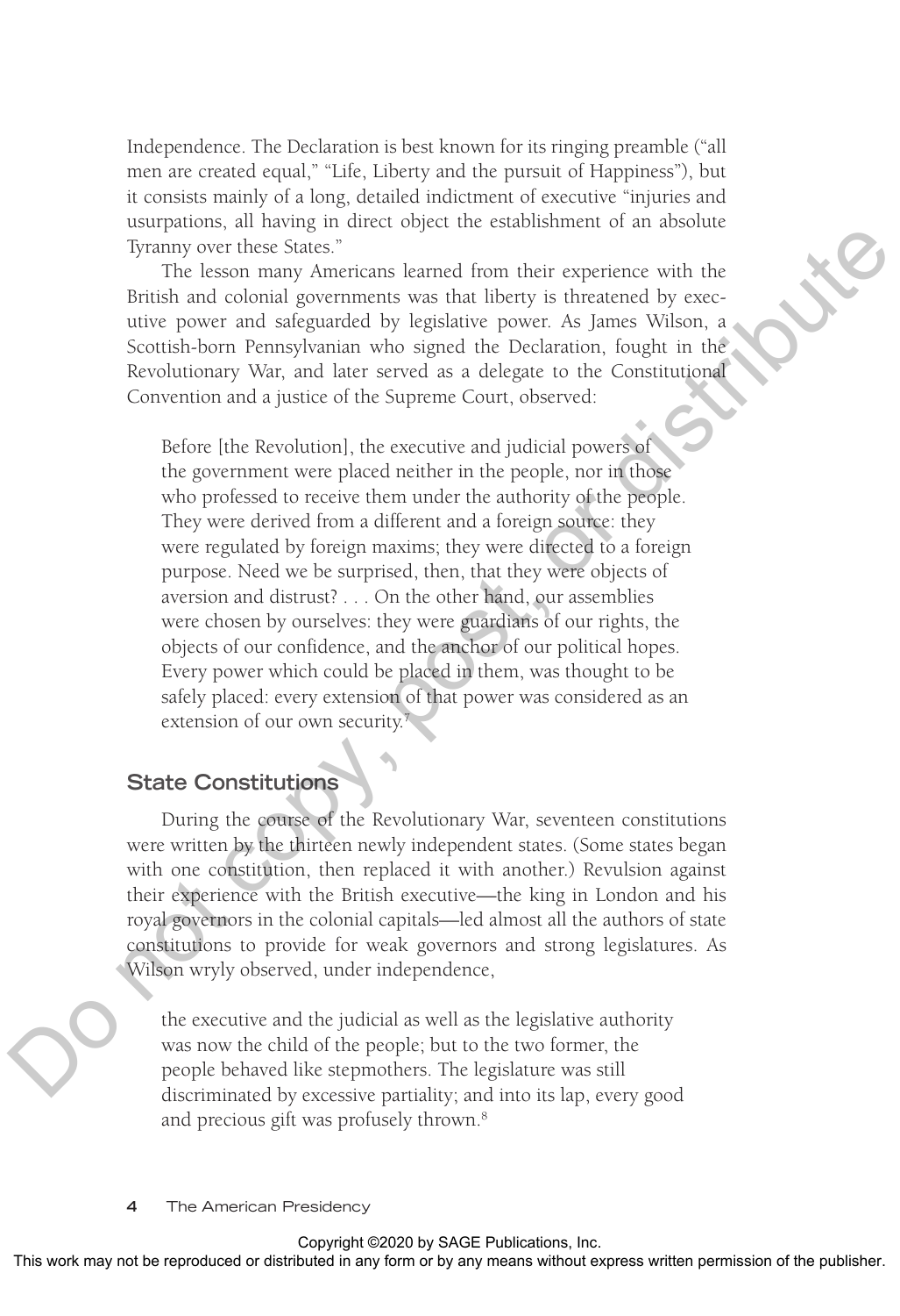Independence. The Declaration is best known for its ringing preamble ("all men are created equal," "Life, Liberty and the pursuit of Happiness"), but it consists mainly of a long, detailed indictment of executive "injuries and usurpations, all having in direct object the establishment of an absolute Tyranny over these States."

The lesson many Americans learned from their experience with the British and colonial governments was that liberty is threatened by executive power and safeguarded by legislative power. As James Wilson, a Scottish-born Pennsylvanian who signed the Declaration, fought in the Revolutionary War, and later served as a delegate to the Constitutional Convention and a justice of the Supreme Court, observed:

> Before [the Revolution], the executive and judicial powers of the government were placed neither in the people, nor in those who professed to receive them under the authority of the people. They were derived from a different and a foreign source: they were regulated by foreign maxims; they were directed to a foreign purpose. Need we be surprised, then, that they were objects of aversion and distrust? . . . On the other hand, our assemblies were chosen by ourselves: they were guardians of our rights, the objects of our confidence, and the anchor of our political hopes. Every power which could be placed in them, was thought to be safely placed: every extension of that power was considered as an extension of our own security.[7]

## State Constitutions

During the course of the Revolutionary War, seventeen constitutions were written by the thirteen newly independent states. (Some states began with one constitution, then replaced it with another.) Revulsion against their experience with the British executive—the king in London and his royal governors in the colonial capitals—led almost all the authors of state constitutions to provide for weak governors and strong legislatures. As Wilson wryly observed, under independence,

> the executive and the judicial as well as the legislative authority was now the child of the people; but to the two former, the people behaved like stepmothers. The legislature was still discriminated by excessive partiality; and into its lap, every good and precious gift was profusely thrown.[8]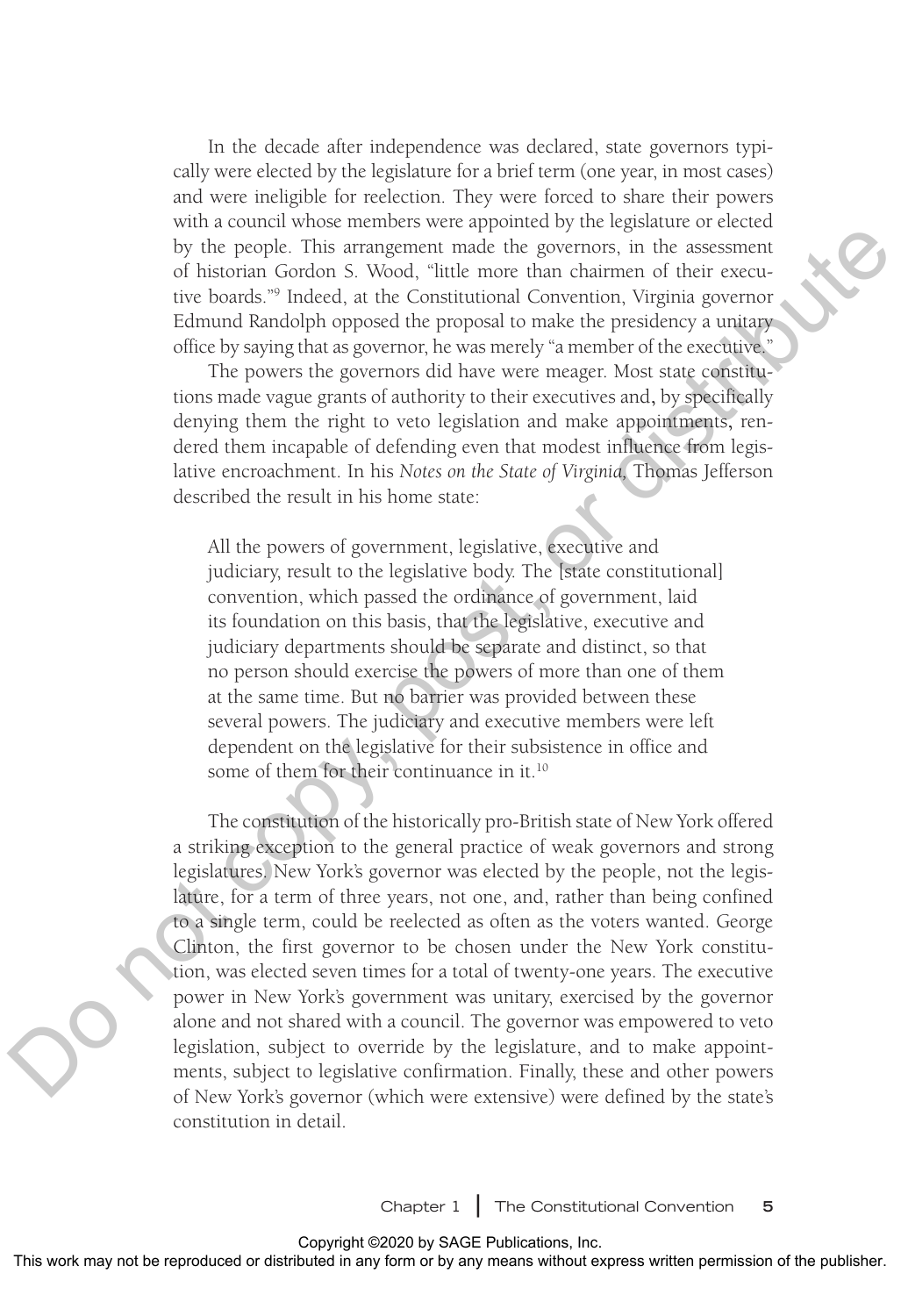In the decade after independence was declared, state governors typically were elected by the legislature for a brief term (one year, in most cases) and were ineligible for reelection. They were forced to share their powers with a council whose members were appointed by the legislature or elected by the people. This arrangement made the governors, in the assessment of historian Gordon S. Wood, "little more than chairmen of their executive boards."[9] Indeed, at the Constitutional Convention, Virginia governor Edmund Randolph opposed the proposal to make the presidency a unitary office by saying that as governor, he was merely "a member of the executive."

The powers the governors did have were meager. Most state constitutions made vague grants of authority to their executives and, by specifically denying them the right to veto legislation and make appointments, rendered them incapable of defending even that modest influence from legislative encroachment. In his *Notes on the State of Virginia,* Thomas Jefferson described the result in his home state:

> All the powers of government, legislative, executive and judiciary, result to the legislative body. The [state constitutional] convention, which passed the ordinance of government, laid its foundation on this basis, that the legislative, executive and judiciary departments should be separate and distinct, so that no person should exercise the powers of more than one of them at the same time. But no barrier was provided between these several powers. The judiciary and executive members were left dependent on the legislative for their subsistence in office and some of them for their continuance in it.[10]

The constitution of the historically pro-British state of New York offered a striking exception to the general practice of weak governors and strong legislatures. New York's governor was elected by the people, not the legislature, for a term of three years, not one, and, rather than being confined to a single term, could be reelected as often as the voters wanted. George Clinton, the first governor to be chosen under the New York constitution, was elected seven times for a total of twenty-one years. The executive power in New York's government was unitary, exercised by the governor alone and not shared with a council. The governor was empowered to veto legislation, subject to override by the legislature, and to make appointments, subject to legislative confirmation. Finally, these and other powers of New York's governor (which were extensive) were defined by the state's constitution in detail.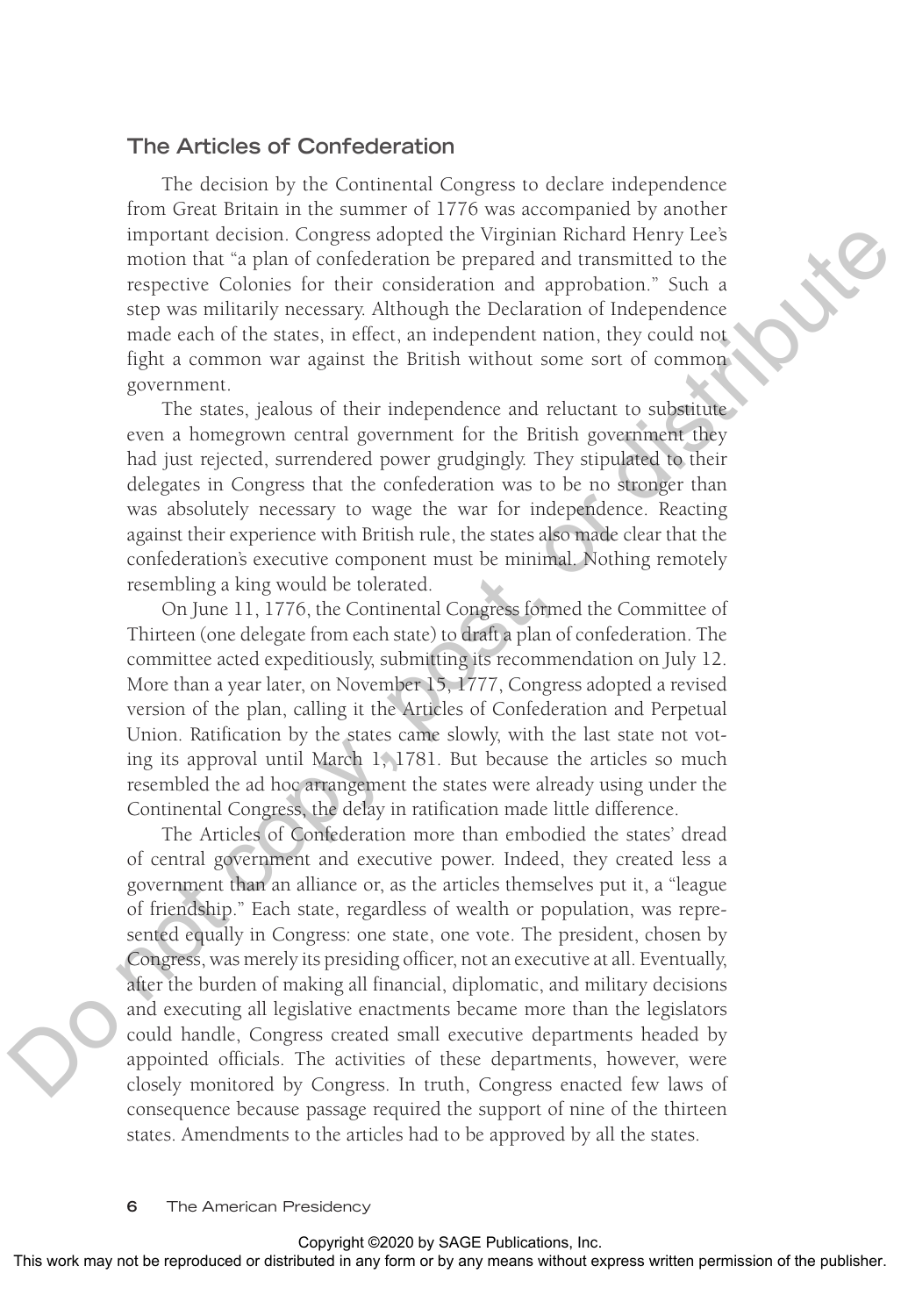## The Articles of Confederation

The decision by the Continental Congress to declare independence from Great Britain in the summer of 1776 was accompanied by another important decision. Congress adopted the Virginian Richard Henry Lee's motion that "a plan of confederation be prepared and transmitted to the respective Colonies for their consideration and approbation." Such a step was militarily necessary. Although the Declaration of Independence made each of the states, in effect, an independent nation, they could not fight a common war against the British without some sort of common government.

The states, jealous of their independence and reluctant to substitute even a homegrown central government for the British government they had just rejected, surrendered power grudgingly. They stipulated to their delegates in Congress that the confederation was to be no stronger than was absolutely necessary to wage the war for independence. Reacting against their experience with British rule, the states also made clear that the confederation's executive component must be minimal. Nothing remotely resembling a king would be tolerated.

On June 11, 1776, the Continental Congress formed the Committee of Thirteen (one delegate from each state) to draft a plan of confederation. The committee acted expeditiously, submitting its recommendation on July 12. More than a year later, on November 15, 1777, Congress adopted a revised version of the plan, calling it the Articles of Confederation and Perpetual Union. Ratification by the states came slowly, with the last state not voting its approval until March 1, 1781. But because the articles so much resembled the ad hoc arrangement the states were already using under the Continental Congress, the delay in ratification made little difference.

The Articles of Confederation more than embodied the states' dread of central government and executive power. Indeed, they created less a government than an alliance or, as the articles themselves put it, a "league of friendship." Each state, regardless of wealth or population, was represented equally in Congress: one state, one vote. The president, chosen by Congress, was merely its presiding officer, not an executive at all. Eventually, after the burden of making all financial, diplomatic, and military decisions and executing all legislative enactments became more than the legislators could handle, Congress created small executive departments headed by appointed officials. The activities of these departments, however, were closely monitored by Congress. In truth, Congress enacted few laws of consequence because passage required the support of nine of the thirteen states. Amendments to the articles had to be approved by all the states.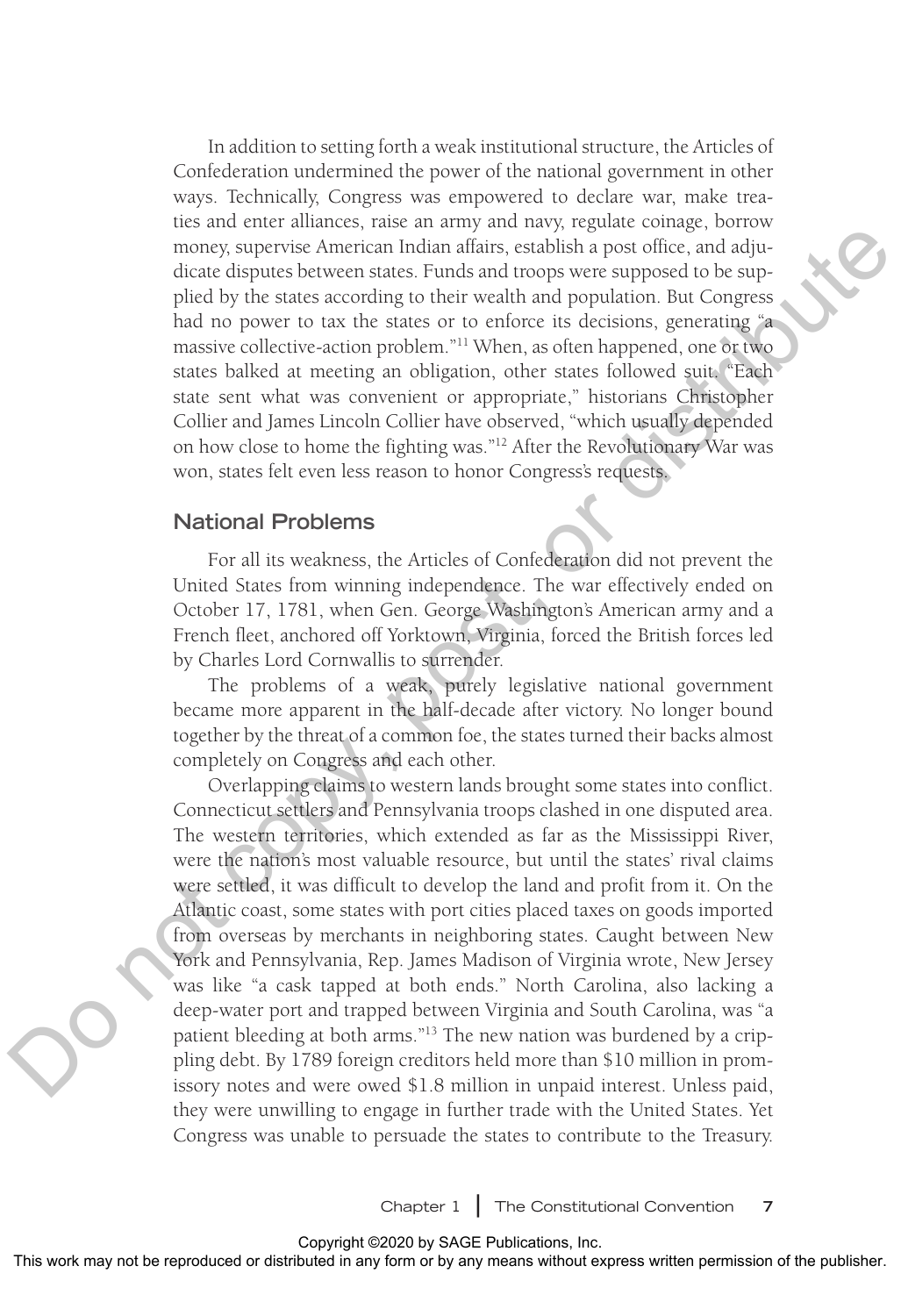In addition to setting forth a weak institutional structure, the Articles of Confederation undermined the power of the national government in other ways. Technically, Congress was empowered to declare war, make treaties and enter alliances, raise an army and navy, regulate coinage, borrow money, supervise American Indian affairs, establish a post office, and adjudicate disputes between states. Funds and troops were supposed to be supplied by the states according to their wealth and population. But Congress had no power to tax the states or to enforce its decisions, generating "a massive collective-action problem."[11] When, as often happened, one or two states balked at meeting an obligation, other states followed suit. "Each state sent what was convenient or appropriate," historians Christopher Collier and James Lincoln Collier have observed, "which usually depended on how close to home the fighting was."[12] After the Revolutionary War was won, states felt even less reason to honor Congress's requests.

## National Problems

For all its weakness, the Articles of Confederation did not prevent the United States from winning independence. The war effectively ended on October 17, 1781, when Gen. George Washington's American army and a French fleet, anchored off Yorktown, Virginia, forced the British forces led by Charles Lord Cornwallis to surrender.

The problems of a weak, purely legislative national government became more apparent in the half-decade after victory. No longer bound together by the threat of a common foe, the states turned their backs almost completely on Congress and each other.

Overlapping claims to western lands brought some states into conflict. Connecticut settlers and Pennsylvania troops clashed in one disputed area. The western territories, which extended as far as the Mississippi River, were the nation's most valuable resource, but until the states' rival claims were settled, it was difficult to develop the land and profit from it. On the Atlantic coast, some states with port cities placed taxes on goods imported from overseas by merchants in neighboring states. Caught between New York and Pennsylvania, Rep. James Madison of Virginia wrote, New Jersey was like "a cask tapped at both ends." North Carolina, also lacking a deep-water port and trapped between Virginia and South Carolina, was "a patient bleeding at both arms."[13] The new nation was burdened by a crippling debt. By 1789 foreign creditors held more than $10 million in promissory notes and were owed $1.8 million in unpaid interest. Unless paid, they were unwilling to engage in further trade with the United States. Yet Congress was unable to persuade the states to contribute to the Treasury.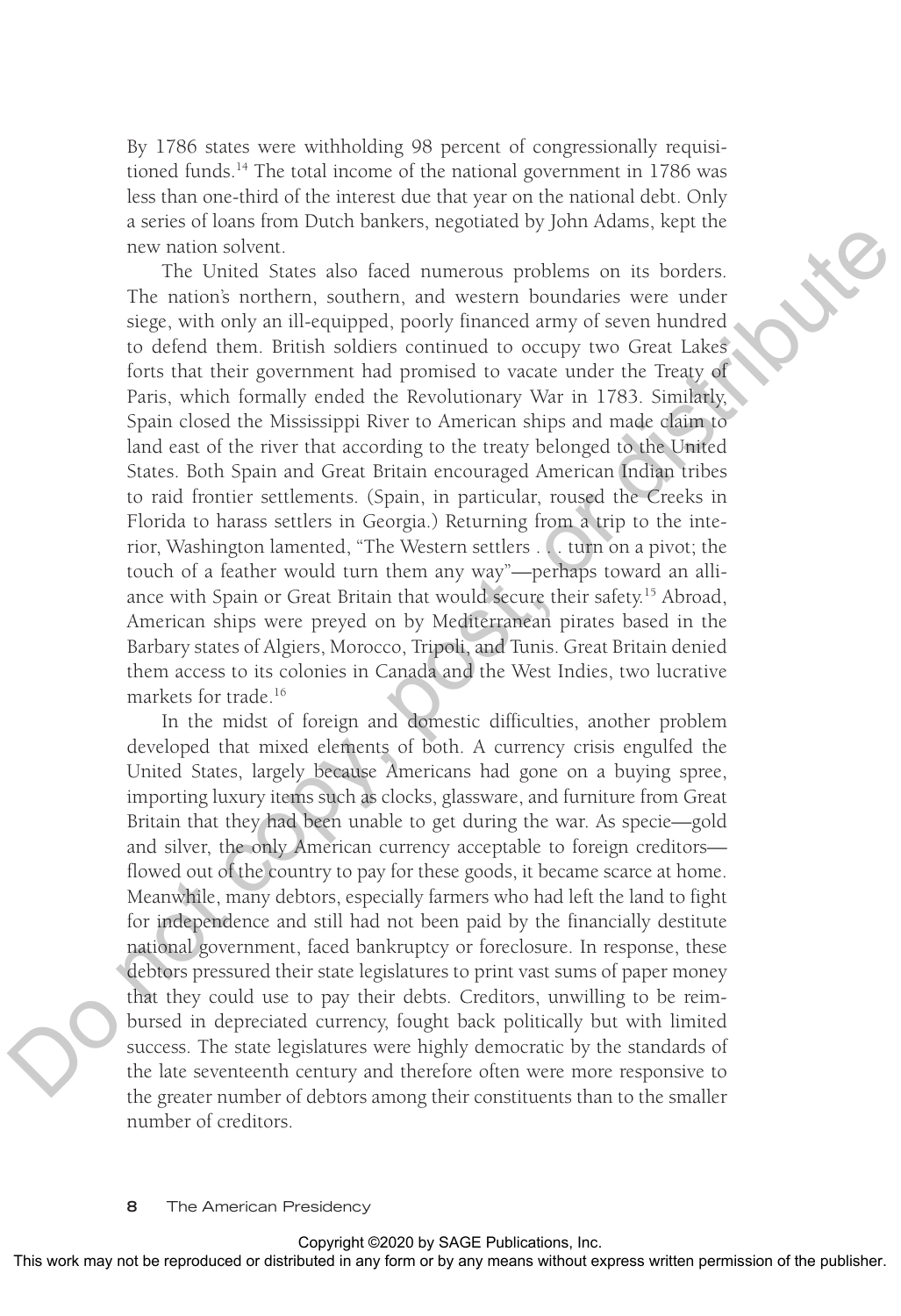By 1786 states were withholding 98 percent of congressionally requisitioned funds.[14] The total income of the national government in 1786 was less than one-third of the interest due that year on the national debt. Only a series of loans from Dutch bankers, negotiated by John Adams, kept the new nation solvent.

The United States also faced numerous problems on its borders. The nation's northern, southern, and western boundaries were under siege, with only an ill-equipped, poorly financed army of seven hundred to defend them. British soldiers continued to occupy two Great Lakes forts that their government had promised to vacate under the Treaty of Paris, which formally ended the Revolutionary War in 1783. Similarly, Spain closed the Mississippi River to American ships and made claim to land east of the river that according to the treaty belonged to the United States. Both Spain and Great Britain encouraged American Indian tribes to raid frontier settlements. (Spain, in particular, roused the Creeks in Florida to harass settlers in Georgia.) Returning from a trip to the interior, Washington lamented, "The Western settlers . . . turn on a pivot; the touch of a feather would turn them any way"—perhaps toward an alliance with Spain or Great Britain that would secure their safety.[15] Abroad, American ships were preyed on by Mediterranean pirates based in the Barbary states of Algiers, Morocco, Tripoli, and Tunis. Great Britain denied them access to its colonies in Canada and the West Indies, two lucrative markets for trade.[16]

In the midst of foreign and domestic difficulties, another problem developed that mixed elements of both. A currency crisis engulfed the United States, largely because Americans had gone on a buying spree, importing luxury items such as clocks, glassware, and furniture from Great Britain that they had been unable to get during the war. As specie—gold and silver, the only American currency acceptable to foreign creditors—flowed out of the country to pay for these goods, it became scarce at home. Meanwhile, many debtors, especially farmers who had left the land to fight for independence and still had not been paid by the financially destitute national government, faced bankruptcy or foreclosure. In response, these debtors pressured their state legislatures to print vast sums of paper money that they could use to pay their debts. Creditors, unwilling to be reimbursed in depreciated currency, fought back politically but with limited success. The state legislatures were highly democratic by the standards of the late seventeenth century and therefore often were more responsive to the greater number of debtors among their constituents than to the smaller number of creditors.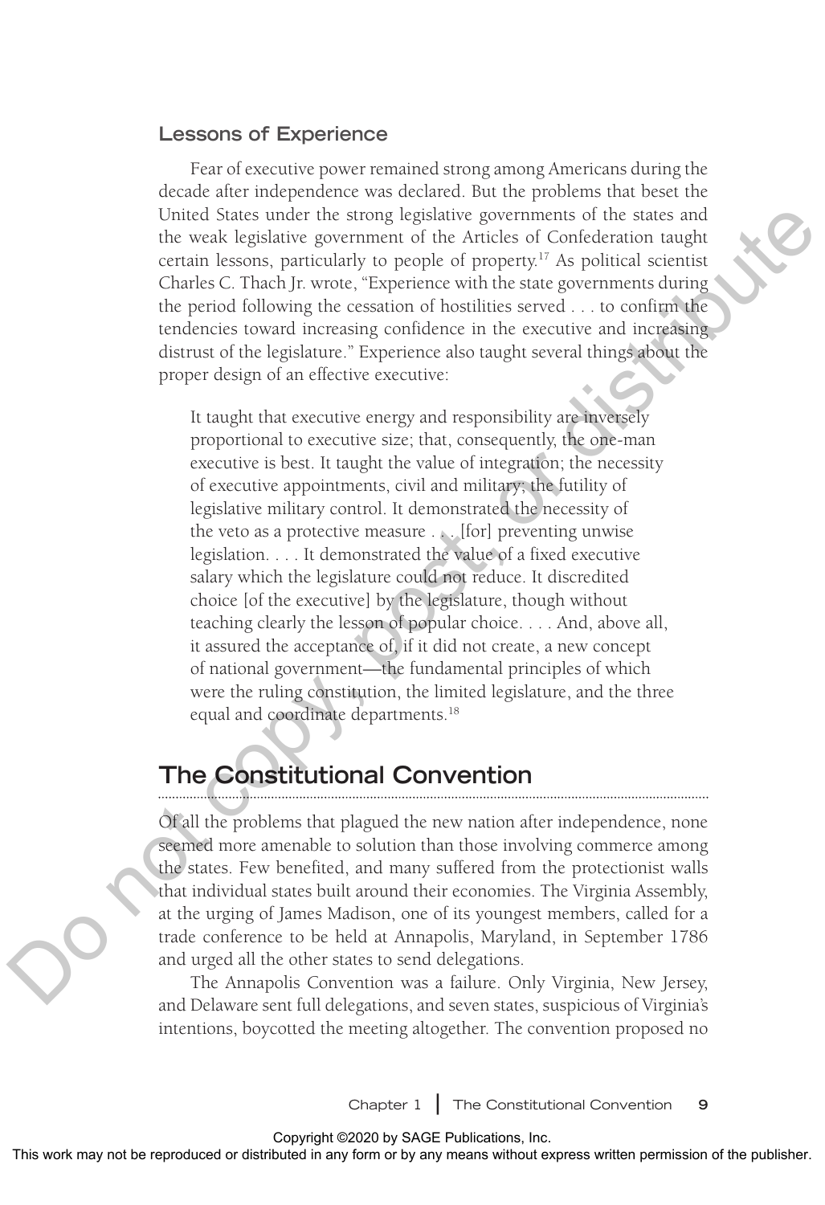### Lessons of Experience

Fear of executive power remained strong among Americans during the decade after independence was declared. But the problems that beset the United States under the strong legislative governments of the states and the weak legislative government of the Articles of Confederation taught certain lessons, particularly to people of property.[17] As political scientist Charles C. Thach Jr. wrote, "Experience with the state governments during the period following the cessation of hostilities served . . . to confirm the tendencies toward increasing confidence in the executive and increasing distrust of the legislature." Experience also taught several things about the proper design of an effective executive:

> It taught that executive energy and responsibility are inversely proportional to executive size; that, consequently, the one-man executive is best. It taught the value of integration; the necessity of executive appointments, civil and military; the futility of legislative military control. It demonstrated the necessity of the veto as a protective measure . . . [for] preventing unwise legislation. . . . It demonstrated the value of a fixed executive salary which the legislature could not reduce. It discredited choice [of the executive] by the legislature, though without teaching clearly the lesson of popular choice. . . . And, above all, it assured the acceptance of, if it did not create, a new concept of national government—the fundamental principles of which were the ruling constitution, the limited legislature, and the three equal and coordinate departments.[18]

## The Constitutional Convention

Of all the problems that plagued the new nation after independence, none seemed more amenable to solution than those involving commerce among the states. Few benefited, and many suffered from the protectionist walls that individual states built around their economies. The Virginia Assembly, at the urging of James Madison, one of its youngest members, called for a trade conference to be held at Annapolis, Maryland, in September 1786 and urged all the other states to send delegations.

The Annapolis Convention was a failure. Only Virginia, New Jersey, and Delaware sent full delegations, and seven states, suspicious of Virginia's intentions, boycotted the meeting altogether. The convention proposed no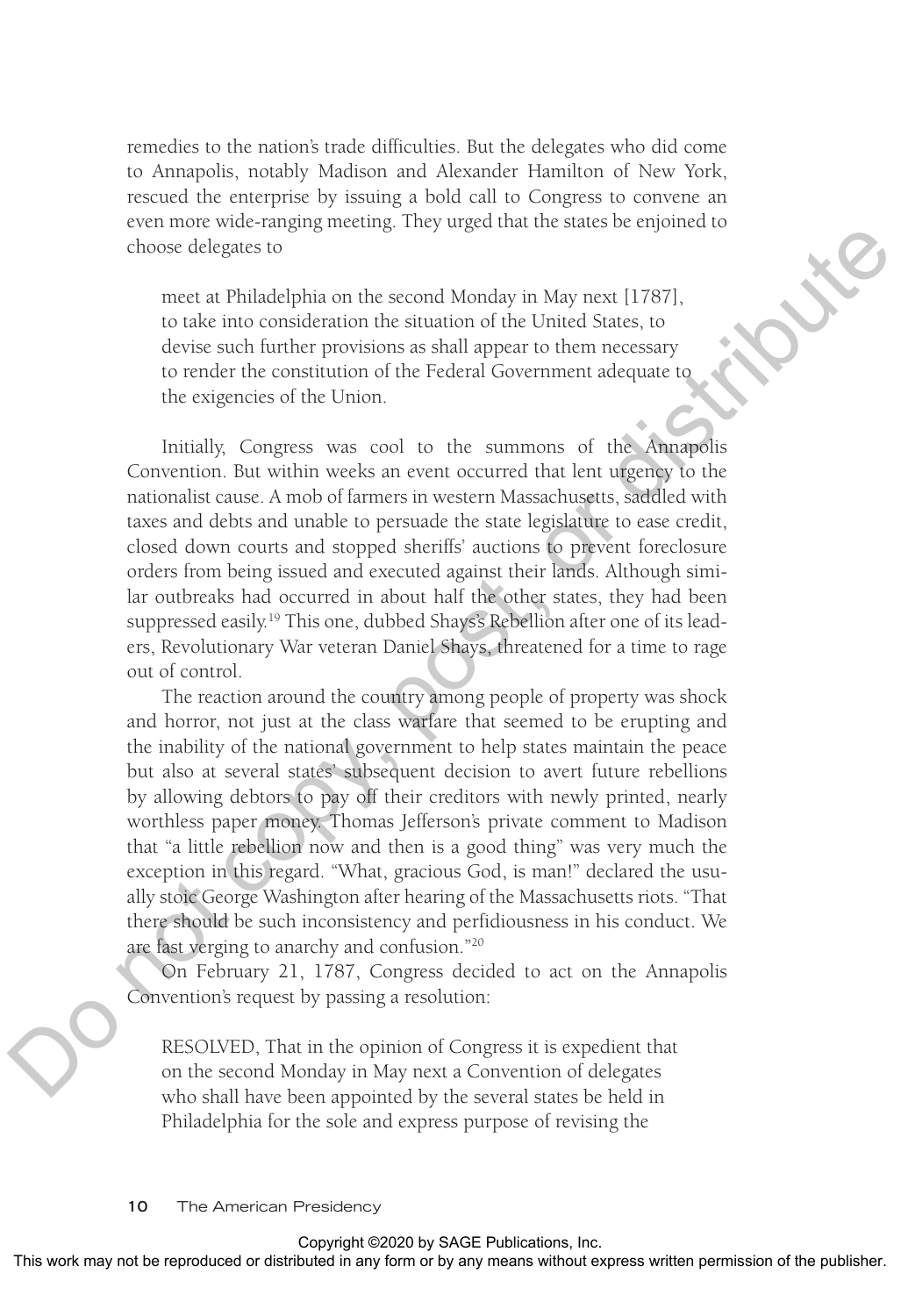remedies to the nation's trade difficulties. But the delegates who did come to Annapolis, notably Madison and Alexander Hamilton of New York, rescued the enterprise by issuing a bold call to Congress to convene an even more wide-ranging meeting. They urged that the states be enjoined to choose delegates to

> meet at Philadelphia on the second Monday in May next [1787], to take into consideration the situation of the United States, to devise such further provisions as shall appear to them necessary to render the constitution of the Federal Government adequate to the exigencies of the Union.

Initially, Congress was cool to the summons of the Annapolis Convention. But within weeks an event occurred that lent urgency to the nationalist cause. A mob of farmers in western Massachusetts, saddled with taxes and debts and unable to persuade the state legislature to ease credit, closed down courts and stopped sheriffs' auctions to prevent foreclosure orders from being issued and executed against their lands. Although similar outbreaks had occurred in about half the other states, they had been suppressed easily.[19] This one, dubbed Shays's Rebellion after one of its leaders, Revolutionary War veteran Daniel Shays, threatened for a time to rage out of control.

The reaction around the country among people of property was shock and horror, not just at the class warfare that seemed to be erupting and the inability of the national government to help states maintain the peace but also at several states' subsequent decision to avert future rebellions by allowing debtors to pay off their creditors with newly printed, nearly worthless paper money. Thomas Jefferson's private comment to Madison that "a little rebellion now and then is a good thing" was very much the exception in this regard. "What, gracious God, is man!" declared the usually stoic George Washington after hearing of the Massachusetts riots. "That there should be such inconsistency and perfidiousness in his conduct. We are fast verging to anarchy and confusion."[20]

On February 21, 1787, Congress decided to act on the Annapolis Convention's request by passing a resolution:

> RESOLVED, That in the opinion of Congress it is expedient that on the second Monday in May next a Convention of delegates who shall have been appointed by the several states be held in Philadelphia for the sole and express purpose of revising the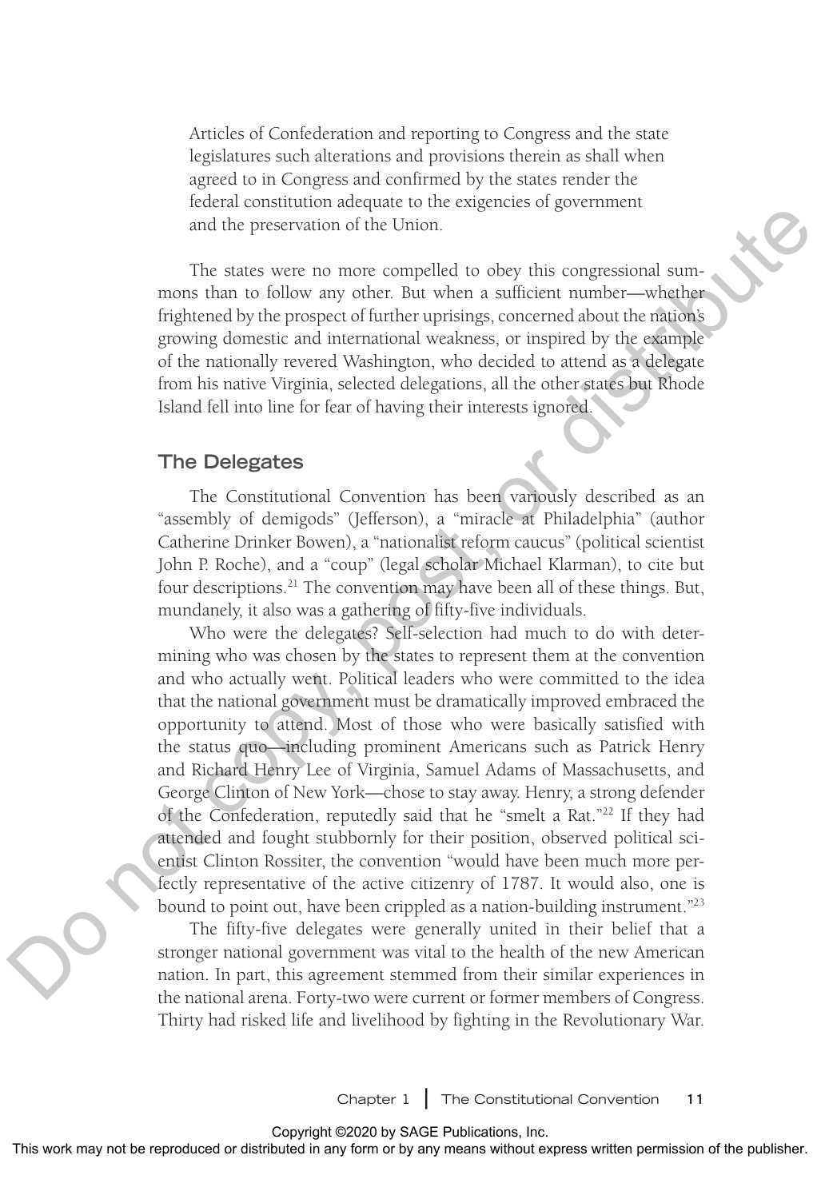Articles of Confederation and reporting to Congress and the state legislatures such alterations and provisions therein as shall when agreed to in Congress and confirmed by the states render the federal constitution adequate to the exigencies of government and the preservation of the Union.

The states were no more compelled to obey this congressional summons than to follow any other. But when a sufficient number—whether frightened by the prospect of further uprisings, concerned about the nation's growing domestic and international weakness, or inspired by the example of the nationally revered Washington, who decided to attend as a delegate from his native Virginia, selected delegations, all the other states but Rhode Island fell into line for fear of having their interests ignored.

## The Delegates

The Constitutional Convention has been variously described as an "assembly of demigods" (Jefferson), a "miracle at Philadelphia" (author Catherine Drinker Bowen), a "nationalist reform caucus" (political scientist John P. Roche), and a "coup" (legal scholar Michael Klarman), to cite but four descriptions.[21] The convention may have been all of these things. But, mundanely, it also was a gathering of fifty-five individuals.

Who were the delegates? Self-selection had much to do with determining who was chosen by the states to represent them at the convention and who actually went. Political leaders who were committed to the idea that the national government must be dramatically improved embraced the opportunity to attend. Most of those who were basically satisfied with the status quo—including prominent Americans such as Patrick Henry and Richard Henry Lee of Virginia, Samuel Adams of Massachusetts, and George Clinton of New York—chose to stay away. Henry, a strong defender of the Confederation, reputedly said that he "smelt a Rat."[22] If they had attended and fought stubbornly for their position, observed political scientist Clinton Rossiter, the convention "would have been much more perfectly representative of the active citizenry of 1787. It would also, one is bound to point out, have been crippled as a nation-building instrument."[23]

The fifty-five delegates were generally united in their belief that a stronger national government was vital to the health of the new American nation. In part, this agreement stemmed from their similar experiences in the national arena. Forty-two were current or former members of Congress. Thirty had risked life and livelihood by fighting in the Revolutionary War.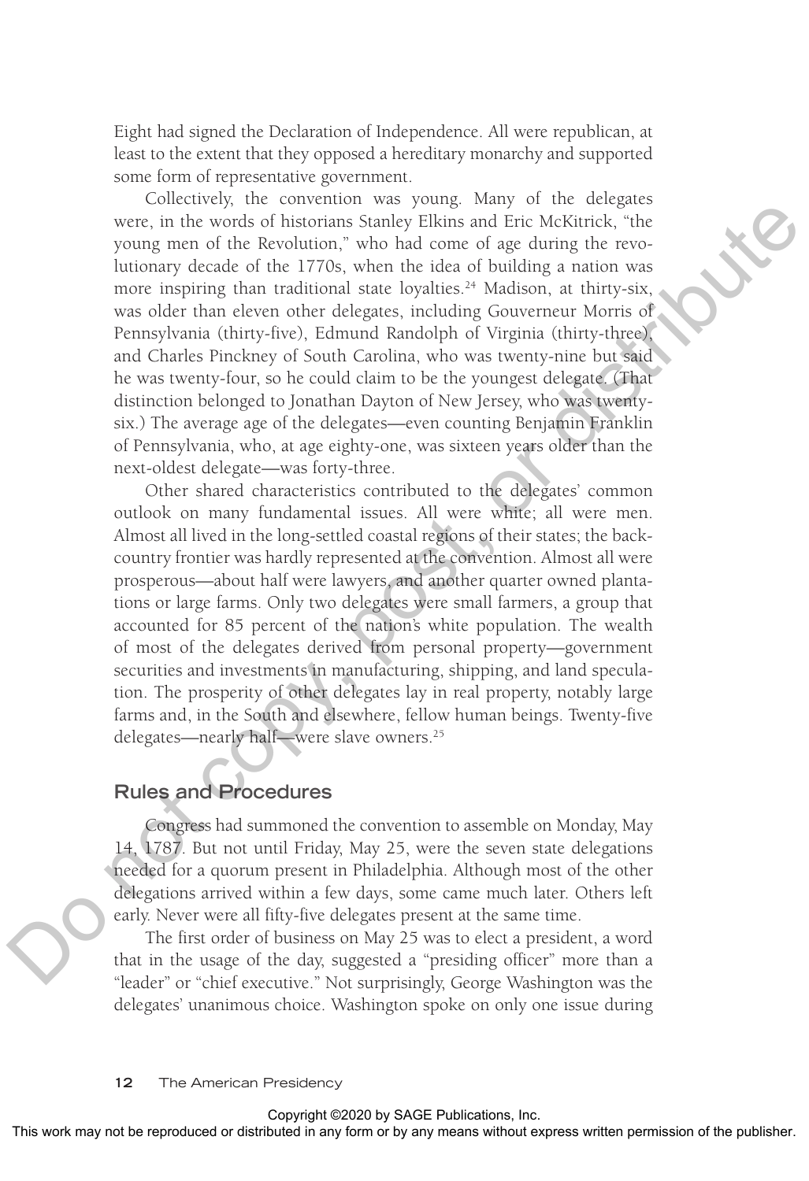Eight had signed the Declaration of Independence. All were republican, at least to the extent that they opposed a hereditary monarchy and supported some form of representative government.

Collectively, the convention was young. Many of the delegates were, in the words of historians Stanley Elkins and Eric McKitrick, "the young men of the Revolution," who had come of age during the revolutionary decade of the 1770s, when the idea of building a nation was more inspiring than traditional state loyalties.[24] Madison, at thirty-six, was older than eleven other delegates, including Gouverneur Morris of Pennsylvania (thirty-five), Edmund Randolph of Virginia (thirty-three), and Charles Pinckney of South Carolina, who was twenty-nine but said he was twenty-four, so he could claim to be the youngest delegate. (That distinction belonged to Jonathan Dayton of New Jersey, who was twenty-six.) The average age of the delegates—even counting Benjamin Franklin of Pennsylvania, who, at age eighty-one, was sixteen years older than the next-oldest delegate—was forty-three.

Other shared characteristics contributed to the delegates' common outlook on many fundamental issues. All were white; all were men. Almost all lived in the long-settled coastal regions of their states; the backcountry frontier was hardly represented at the convention. Almost all were prosperous—about half were lawyers, and another quarter owned plantations or large farms. Only two delegates were small farmers, a group that accounted for 85 percent of the nation's white population. The wealth of most of the delegates derived from personal property—government securities and investments in manufacturing, shipping, and land speculation. The prosperity of other delegates lay in real property, notably large farms and, in the South and elsewhere, fellow human beings. Twenty-five delegates—nearly half—were slave owners.[25]

## Rules and Procedures

Congress had summoned the convention to assemble on Monday, May 14, 1787. But not until Friday, May 25, were the seven state delegations needed for a quorum present in Philadelphia. Although most of the other delegations arrived within a few days, some came much later. Others left early. Never were all fifty-five delegates present at the same time.

The first order of business on May 25 was to elect a president, a word that in the usage of the day, suggested a "presiding officer" more than a "leader" or "chief executive." Not surprisingly, George Washington was the delegates' unanimous choice. Washington spoke on only one issue during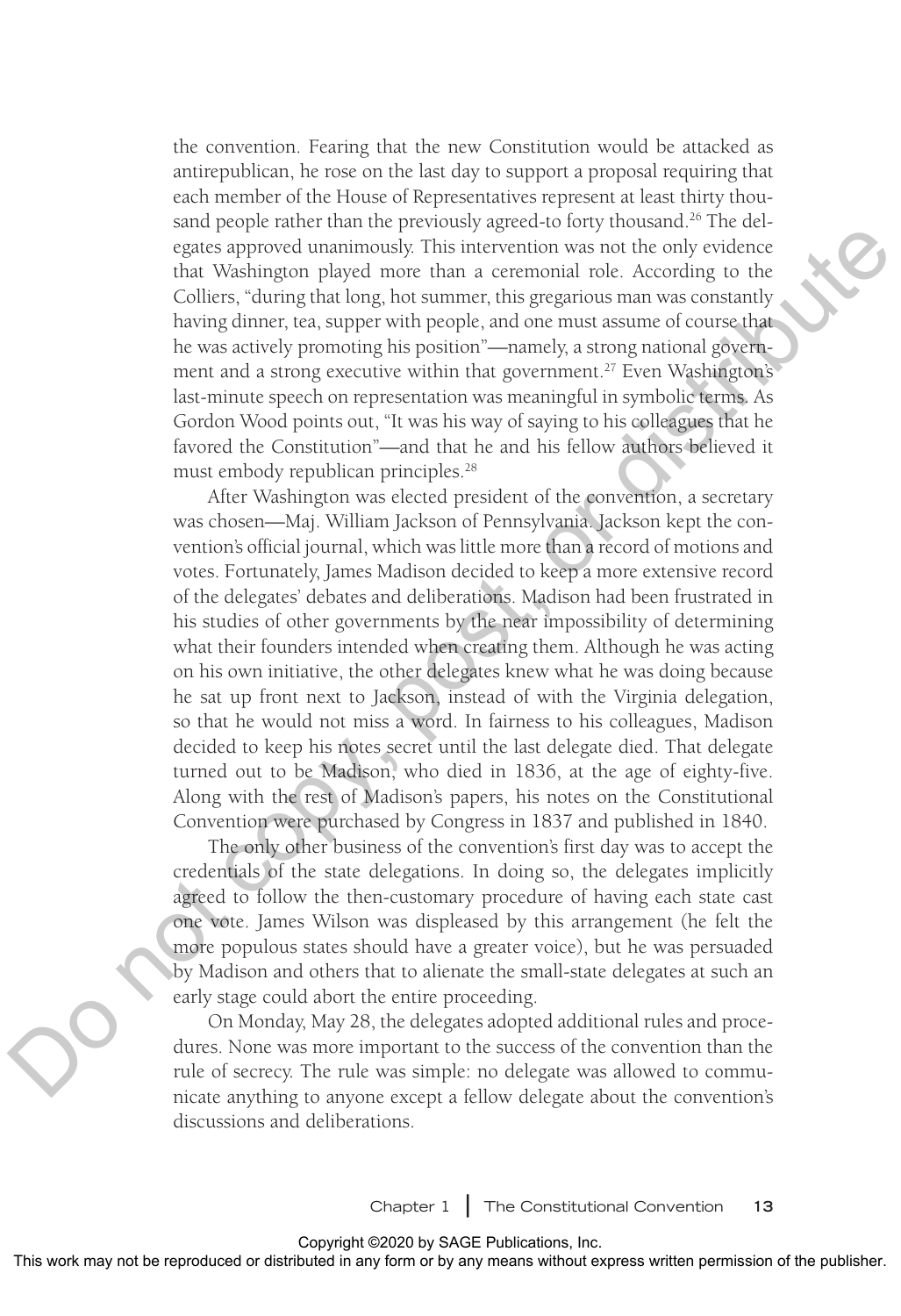the convention. Fearing that the new Constitution would be attacked as antirepublican, he rose on the last day to support a proposal requiring that each member of the House of Representatives represent at least thirty thousand people rather than the previously agreed-to forty thousand.[26] The delegates approved unanimously. This intervention was not the only evidence that Washington played more than a ceremonial role. According to the Colliers, "during that long, hot summer, this gregarious man was constantly having dinner, tea, supper with people, and one must assume of course that he was actively promoting his position"—namely, a strong national government and a strong executive within that government.[27] Even Washington's last-minute speech on representation was meaningful in symbolic terms. As Gordon Wood points out, "It was his way of saying to his colleagues that he favored the Constitution"—and that he and his fellow authors believed it must embody republican principles.[28]

After Washington was elected president of the convention, a secretary was chosen—Maj. William Jackson of Pennsylvania. Jackson kept the convention's official journal, which was little more than a record of motions and votes. Fortunately, James Madison decided to keep a more extensive record of the delegates' debates and deliberations. Madison had been frustrated in his studies of other governments by the near impossibility of determining what their founders intended when creating them. Although he was acting on his own initiative, the other delegates knew what he was doing because he sat up front next to Jackson, instead of with the Virginia delegation, so that he would not miss a word. In fairness to his colleagues, Madison decided to keep his notes secret until the last delegate died. That delegate turned out to be Madison, who died in 1836, at the age of eighty-five. Along with the rest of Madison's papers, his notes on the Constitutional Convention were purchased by Congress in 1837 and published in 1840.

The only other business of the convention's first day was to accept the credentials of the state delegations. In doing so, the delegates implicitly agreed to follow the then-customary procedure of having each state cast one vote. James Wilson was displeased by this arrangement (he felt the more populous states should have a greater voice), but he was persuaded by Madison and others that to alienate the small-state delegates at such an early stage could abort the entire proceeding.

On Monday, May 28, the delegates adopted additional rules and procedures. None was more important to the success of the convention than the rule of secrecy. The rule was simple: no delegate was allowed to communicate anything to anyone except a fellow delegate about the convention's discussions and deliberations.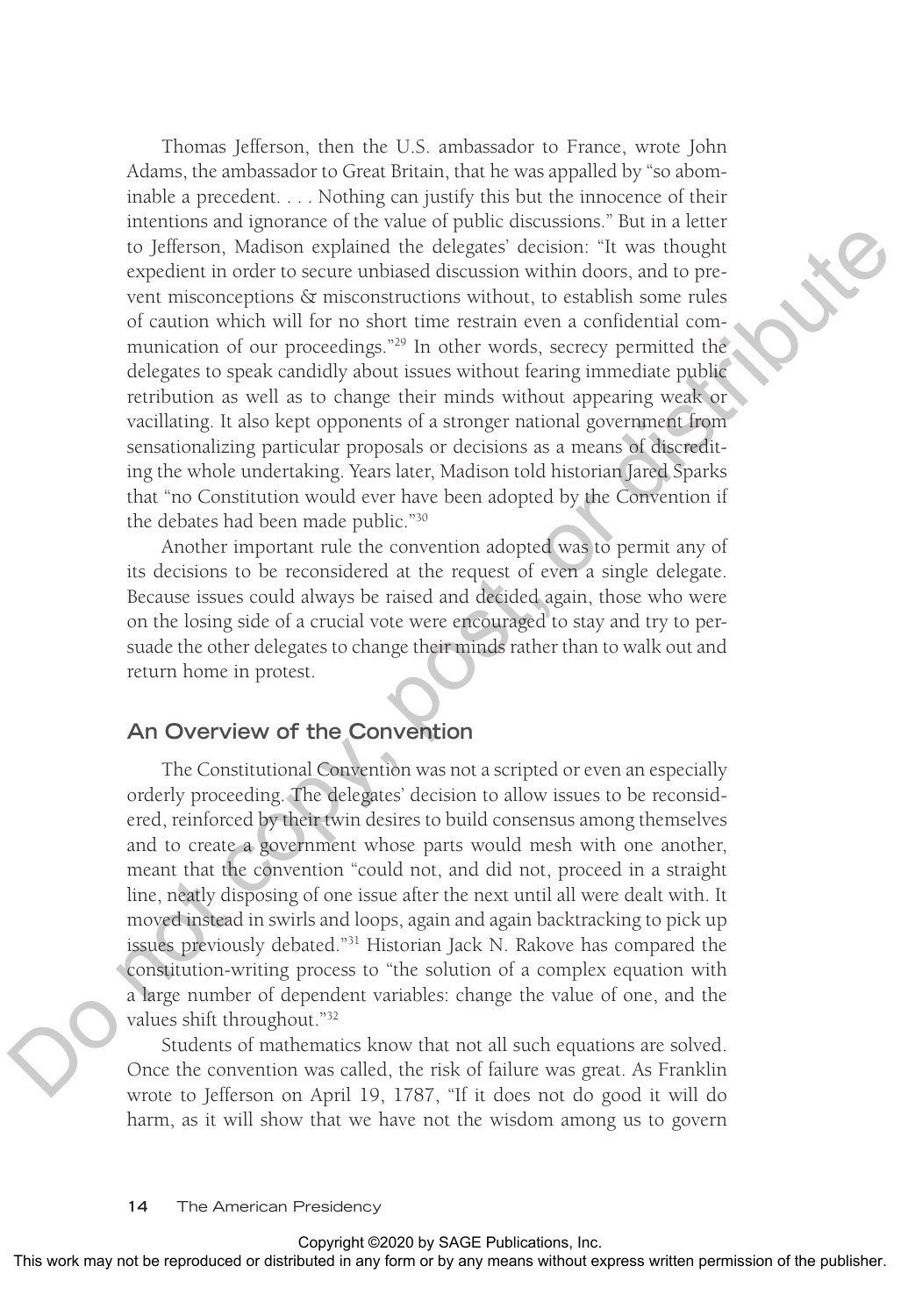Thomas Jefferson, then the U.S. ambassador to France, wrote John Adams, the ambassador to Great Britain, that he was appalled by "so abominable a precedent. . . . Nothing can justify this but the innocence of their intentions and ignorance of the value of public discussions." But in a letter to Jefferson, Madison explained the delegates' decision: "It was thought expedient in order to secure unbiased discussion within doors, and to prevent misconceptions & misconstructions without, to establish some rules of caution which will for no short time restrain even a confidential communication of our proceedings."[29] In other words, secrecy permitted the delegates to speak candidly about issues without fearing immediate public retribution as well as to change their minds without appearing weak or vacillating. It also kept opponents of a stronger national government from sensationalizing particular proposals or decisions as a means of discrediting the whole undertaking. Years later, Madison told historian Jared Sparks that "no Constitution would ever have been adopted by the Convention if the debates had been made public."[30]

Another important rule the convention adopted was to permit any of its decisions to be reconsidered at the request of even a single delegate. Because issues could always be raised and decided again, those who were on the losing side of a crucial vote were encouraged to stay and try to persuade the other delegates to change their minds rather than to walk out and return home in protest.

## An Overview of the Convention

The Constitutional Convention was not a scripted or even an especially orderly proceeding. The delegates' decision to allow issues to be reconsidered, reinforced by their twin desires to build consensus among themselves and to create a government whose parts would mesh with one another, meant that the convention "could not, and did not, proceed in a straight line, neatly disposing of one issue after the next until all were dealt with. It moved instead in swirls and loops, again and again backtracking to pick up issues previously debated."[31] Historian Jack N. Rakove has compared the constitution-writing process to "the solution of a complex equation with a large number of dependent variables: change the value of one, and the values shift throughout."[32]

Students of mathematics know that not all such equations are solved. Once the convention was called, the risk of failure was great. As Franklin wrote to Jefferson on April 19, 1787, "If it does not do good it will do harm, as it will show that we have not the wisdom among us to govern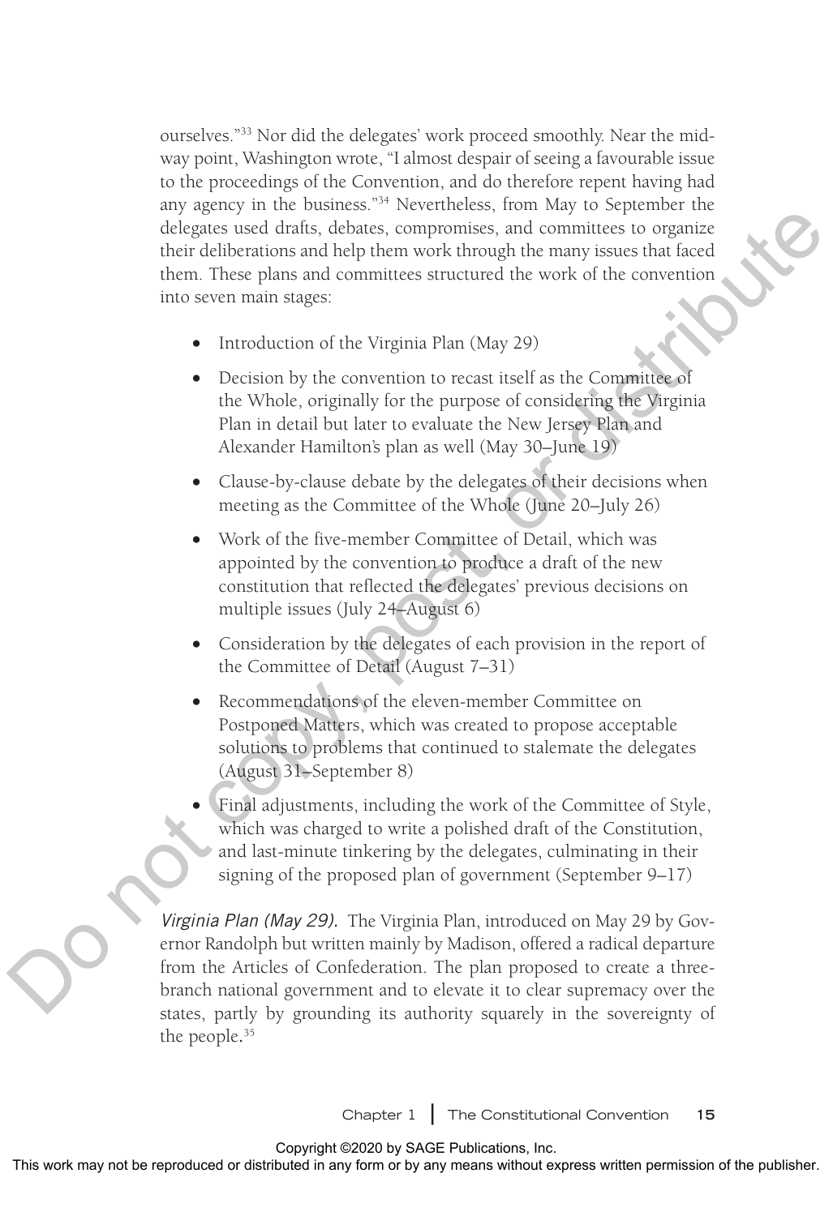ourselves."[33] Nor did the delegates' work proceed smoothly. Near the midway point, Washington wrote, "I almost despair of seeing a favourable issue to the proceedings of the Convention, and do therefore repent having had any agency in the business."[34] Nevertheless, from May to September the delegates used drafts, debates, compromises, and committees to organize their deliberations and help them work through the many issues that faced them. These plans and committees structured the work of the convention into seven main stages:

- Introduction of the Virginia Plan (May 29)
- Decision by the convention to recast itself as the Committee of the Whole, originally for the purpose of considering the Virginia Plan in detail but later to evaluate the New Jersey Plan and Alexander Hamilton's plan as well (May 30–June 19)
- Clause-by-clause debate by the delegates of their decisions when meeting as the Committee of the Whole (June 20–July 26)
- Work of the five-member Committee of Detail, which was appointed by the convention to produce a draft of the new constitution that reflected the delegates' previous decisions on multiple issues (July 24–August 6)
- Consideration by the delegates of each provision in the report of the Committee of Detail (August 7–31)
- Recommendations of the eleven-member Committee on Postponed Matters, which was created to propose acceptable solutions to problems that continued to stalemate the delegates (August 31–September 8)
- Final adjustments, including the work of the Committee of Style, which was charged to write a polished draft of the Constitution, and last-minute tinkering by the delegates, culminating in their signing of the proposed plan of government (September 9–17)

*Virginia Plan (May 29).* The Virginia Plan, introduced on May 29 by Governor Randolph but written mainly by Madison, offered a radical departure from the Articles of Confederation. The plan proposed to create a three-branch national government and to elevate it to clear supremacy over the states, partly by grounding its authority squarely in the sovereignty of the people.[35]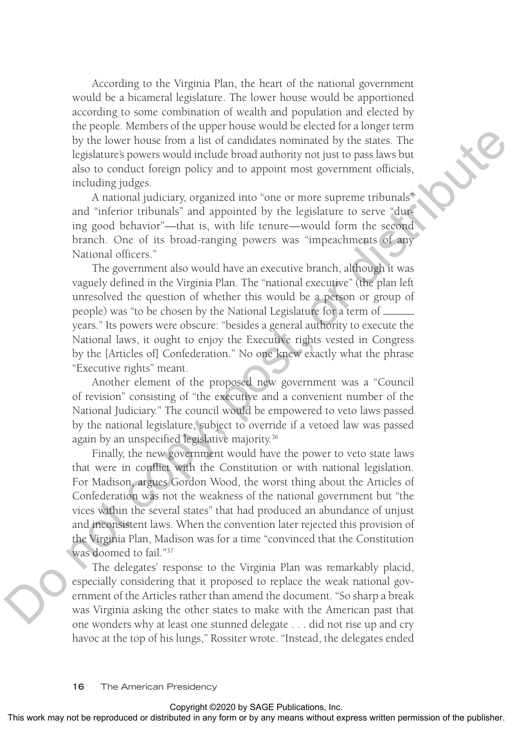According to the Virginia Plan, the heart of the national government would be a bicameral legislature. The lower house would be apportioned according to some combination of wealth and population and elected by the people. Members of the upper house would be elected for a longer term by the lower house from a list of candidates nominated by the states. The legislature's powers would include broad authority not just to pass laws but also to conduct foreign policy and to appoint most government officials, including judges.

A national judiciary, organized into "one or more supreme tribunals" and "inferior tribunals" and appointed by the legislature to serve "during good behavior"—that is, with life tenure—would form the second branch. One of its broad-ranging powers was "impeachments of any National officers."

The government also would have an executive branch, although it was vaguely defined in the Virginia Plan. The "national executive" (the plan left unresolved the question of whether this would be a person or group of people) was "to be chosen by the National Legislature for a term of ______ years." Its powers were obscure: "besides a general authority to execute the National laws, it ought to enjoy the Executive rights vested in Congress by the [Articles of] Confederation." No one knew exactly what the phrase "Executive rights" meant.

Another element of the proposed new government was a "Council of revision" consisting of "the executive and a convenient number of the National Judiciary." The council would be empowered to veto laws passed by the national legislature, subject to override if a vetoed law was passed again by an unspecified legislative majority.[36]

Finally, the new government would have the power to veto state laws that were in conflict with the Constitution or with national legislation. For Madison, argues Gordon Wood, the worst thing about the Articles of Confederation was not the weakness of the national government but "the vices within the several states" that had produced an abundance of unjust and inconsistent laws. When the convention later rejected this provision of the Virginia Plan, Madison was for a time "convinced that the Constitution was doomed to fail."[37]

The delegates' response to the Virginia Plan was remarkably placid, especially considering that it proposed to replace the weak national government of the Articles rather than amend the document. "So sharp a break was Virginia asking the other states to make with the American past that one wonders why at least one stunned delegate . . . did not rise up and cry havoc at the top of his lungs," Rossiter wrote. "Instead, the delegates ended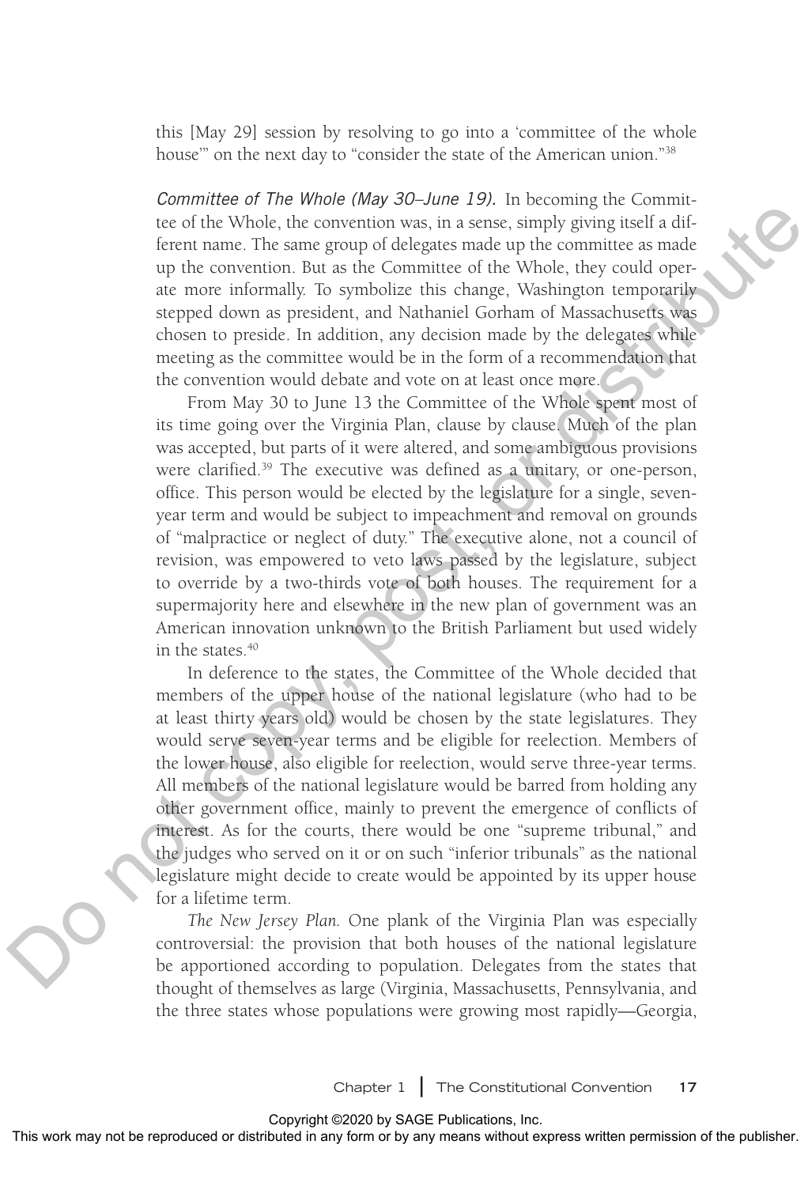this [May 29] session by resolving to go into a 'committee of the whole house'" on the next day to "consider the state of the American union."[38]

*Committee of The Whole (May 30–June 19).* In becoming the Committee of the Whole, the convention was, in a sense, simply giving itself a different name. The same group of delegates made up the committee as made up the convention. But as the Committee of the Whole, they could operate more informally. To symbolize this change, Washington temporarily stepped down as president, and Nathaniel Gorham of Massachusetts was chosen to preside. In addition, any decision made by the delegates while meeting as the committee would be in the form of a recommendation that the convention would debate and vote on at least once more.

From May 30 to June 13 the Committee of the Whole spent most of its time going over the Virginia Plan, clause by clause. Much of the plan was accepted, but parts of it were altered, and some ambiguous provisions were clarified.[39] The executive was defined as a unitary, or one-person, office. This person would be elected by the legislature for a single, seven-year term and would be subject to impeachment and removal on grounds of "malpractice or neglect of duty." The executive alone, not a council of revision, was empowered to veto laws passed by the legislature, subject to override by a two-thirds vote of both houses. The requirement for a supermajority here and elsewhere in the new plan of government was an American innovation unknown to the British Parliament but used widely in the states.[40]

In deference to the states, the Committee of the Whole decided that members of the upper house of the national legislature (who had to be at least thirty years old) would be chosen by the state legislatures. They would serve seven-year terms and be eligible for reelection. Members of the lower house, also eligible for reelection, would serve three-year terms. All members of the national legislature would be barred from holding any other government office, mainly to prevent the emergence of conflicts of interest. As for the courts, there would be one "supreme tribunal," and the judges who served on it or on such "inferior tribunals" as the national legislature might decide to create would be appointed by its upper house for a lifetime term.

*The New Jersey Plan.* One plank of the Virginia Plan was especially controversial: the provision that both houses of the national legislature be apportioned according to population. Delegates from the states that thought of themselves as large (Virginia, Massachusetts, Pennsylvania, and the three states whose populations were growing most rapidly—Georgia,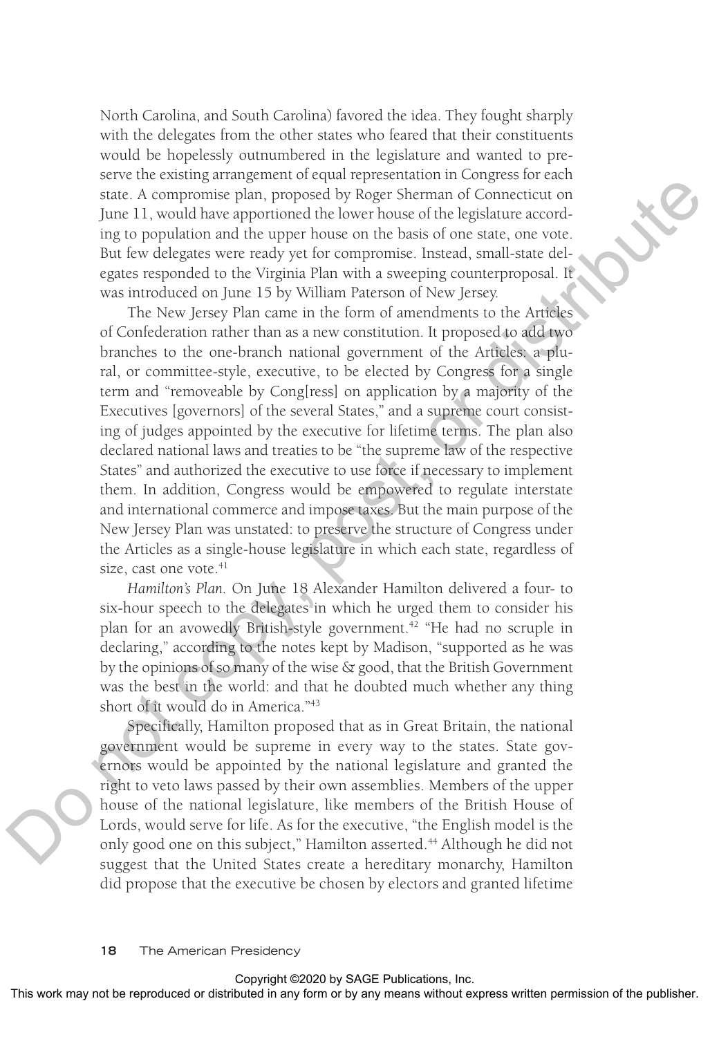North Carolina, and South Carolina) favored the idea. They fought sharply with the delegates from the other states who feared that their constituents would be hopelessly outnumbered in the legislature and wanted to preserve the existing arrangement of equal representation in Congress for each state. A compromise plan, proposed by Roger Sherman of Connecticut on June 11, would have apportioned the lower house of the legislature according to population and the upper house on the basis of one state, one vote. But few delegates were ready yet for compromise. Instead, small-state delegates responded to the Virginia Plan with a sweeping counterproposal. It was introduced on June 15 by William Paterson of New Jersey.

The New Jersey Plan came in the form of amendments to the Articles of Confederation rather than as a new constitution. It proposed to add two branches to the one-branch national government of the Articles: a plural, or committee-style, executive, to be elected by Congress for a single term and "removeable by Cong[ress] on application by a majority of the Executives [governors] of the several States," and a supreme court consisting of judges appointed by the executive for lifetime terms. The plan also declared national laws and treaties to be "the supreme law of the respective States" and authorized the executive to use force if necessary to implement them. In addition, Congress would be empowered to regulate interstate and international commerce and impose taxes. But the main purpose of the New Jersey Plan was unstated: to preserve the structure of Congress under the Articles as a single-house legislature in which each state, regardless of size, cast one vote.[41]

*Hamilton's Plan.* On June 18 Alexander Hamilton delivered a four- to six-hour speech to the delegates in which he urged them to consider his plan for an avowedly British-style government.[42] "He had no scruple in declaring," according to the notes kept by Madison, "supported as he was by the opinions of so many of the wise & good, that the British Government was the best in the world: and that he doubted much whether any thing short of it would do in America."[43]

Specifically, Hamilton proposed that as in Great Britain, the national government would be supreme in every way to the states. State governors would be appointed by the national legislature and granted the right to veto laws passed by their own assemblies. Members of the upper house of the national legislature, like members of the British House of Lords, would serve for life. As for the executive, "the English model is the only good one on this subject," Hamilton asserted.[44] Although he did not suggest that the United States create a hereditary monarchy, Hamilton did propose that the executive be chosen by electors and granted lifetime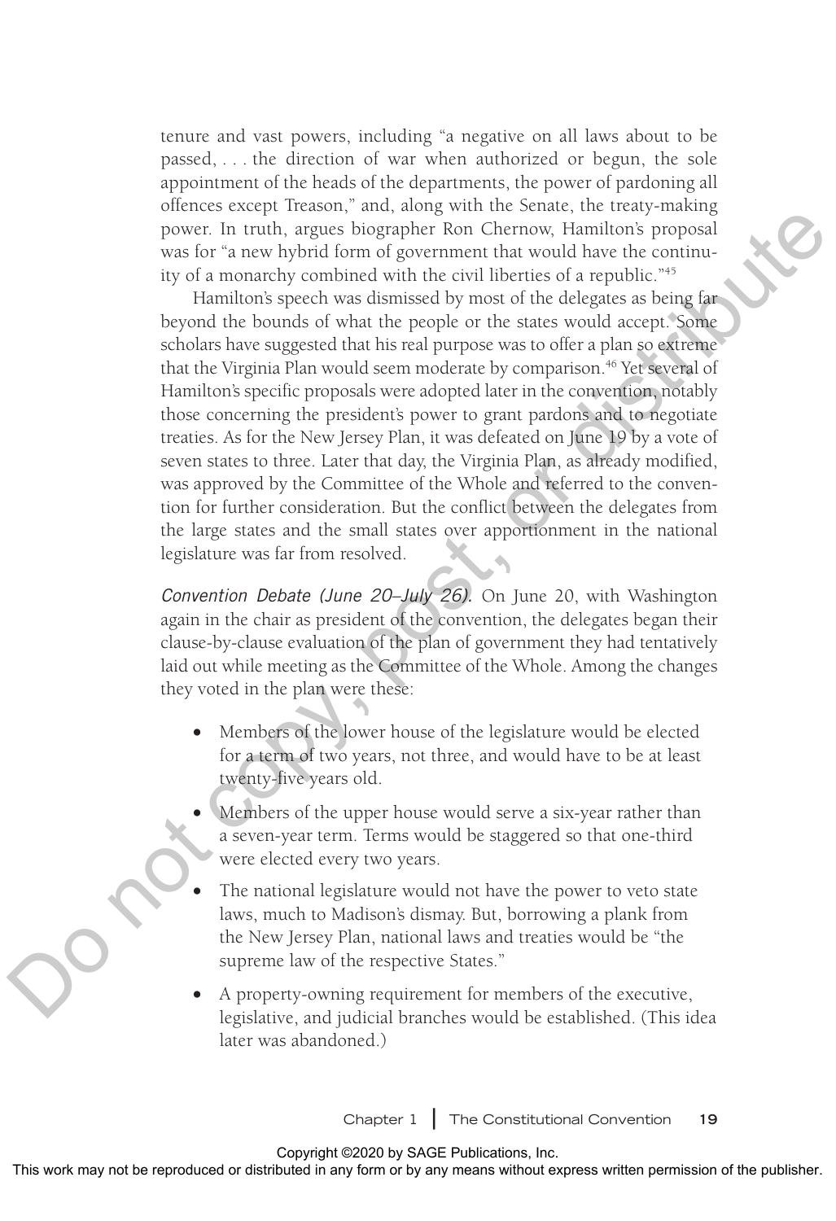tenure and vast powers, including "a negative on all laws about to be passed, . . . the direction of war when authorized or begun, the sole appointment of the heads of the departments, the power of pardoning all offences except Treason," and, along with the Senate, the treaty-making power. In truth, argues biographer Ron Chernow, Hamilton's proposal was for "a new hybrid form of government that would have the continuity of a monarchy combined with the civil liberties of a republic."[45]

Hamilton's speech was dismissed by most of the delegates as being far beyond the bounds of what the people or the states would accept. Some scholars have suggested that his real purpose was to offer a plan so extreme that the Virginia Plan would seem moderate by comparison.[46] Yet several of Hamilton's specific proposals were adopted later in the convention, notably those concerning the president's power to grant pardons and to negotiate treaties. As for the New Jersey Plan, it was defeated on June 19 by a vote of seven states to three. Later that day, the Virginia Plan, as already modified, was approved by the Committee of the Whole and referred to the convention for further consideration. But the conflict between the delegates from the large states and the small states over apportionment in the national legislature was far from resolved.

*Convention Debate (June 20–July 26).* On June 20, with Washington again in the chair as president of the convention, the delegates began their clause-by-clause evaluation of the plan of government they had tentatively laid out while meeting as the Committee of the Whole. Among the changes they voted in the plan were these:

- Members of the lower house of the legislature would be elected for a term of two years, not three, and would have to be at least twenty-five years old.
- Members of the upper house would serve a six-year rather than a seven-year term. Terms would be staggered so that one-third were elected every two years.
- The national legislature would not have the power to veto state laws, much to Madison's dismay. But, borrowing a plank from the New Jersey Plan, national laws and treaties would be "the supreme law of the respective States."
- A property-owning requirement for members of the executive, legislative, and judicial branches would be established. (This idea later was abandoned.)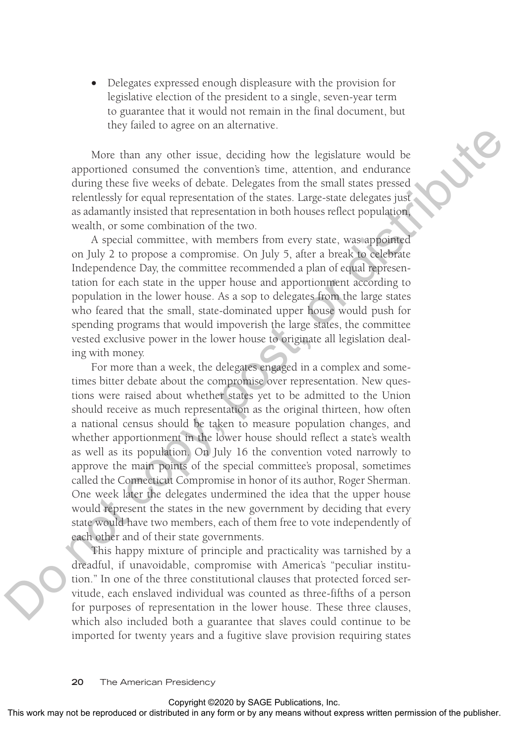- Delegates expressed enough displeasure with the provision for legislative election of the president to a single, seven-year term to guarantee that it would not remain in the final document, but they failed to agree on an alternative.

More than any other issue, deciding how the legislature would be apportioned consumed the convention's time, attention, and endurance during these five weeks of debate. Delegates from the small states pressed relentlessly for equal representation of the states. Large-state delegates just as adamantly insisted that representation in both houses reflect population, wealth, or some combination of the two.

A special committee, with members from every state, was appointed on July 2 to propose a compromise. On July 5, after a break to celebrate Independence Day, the committee recommended a plan of equal representation for each state in the upper house and apportionment according to population in the lower house. As a sop to delegates from the large states who feared that the small, state-dominated upper house would push for spending programs that would impoverish the large states, the committee vested exclusive power in the lower house to originate all legislation dealing with money.

For more than a week, the delegates engaged in a complex and sometimes bitter debate about the compromise over representation. New questions were raised about whether states yet to be admitted to the Union should receive as much representation as the original thirteen, how often a national census should be taken to measure population changes, and whether apportionment in the lower house should reflect a state's wealth as well as its population. On July 16 the convention voted narrowly to approve the main points of the special committee's proposal, sometimes called the Connecticut Compromise in honor of its author, Roger Sherman. One week later the delegates undermined the idea that the upper house would represent the states in the new government by deciding that every state would have two members, each of them free to vote independently of each other and of their state governments.

This happy mixture of principle and practicality was tarnished by a dreadful, if unavoidable, compromise with America's "peculiar institution." In one of the three constitutional clauses that protected forced servitude, each enslaved individual was counted as three-fifths of a person for purposes of representation in the lower house. These three clauses, which also included both a guarantee that slaves could continue to be imported for twenty years and a fugitive slave provision requiring states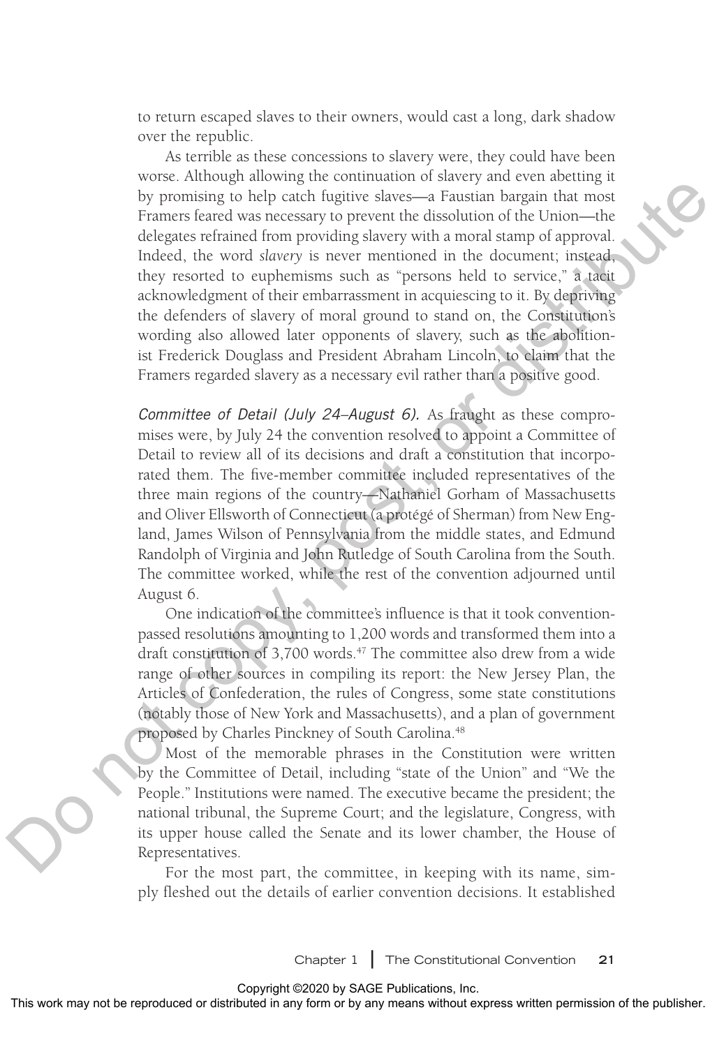to return escaped slaves to their owners, would cast a long, dark shadow over the republic.

As terrible as these concessions to slavery were, they could have been worse. Although allowing the continuation of slavery and even abetting it by promising to help catch fugitive slaves—a Faustian bargain that most Framers feared was necessary to prevent the dissolution of the Union—the delegates refrained from providing slavery with a moral stamp of approval. Indeed, the word *slavery* is never mentioned in the document; instead, they resorted to euphemisms such as "persons held to service," a tacit acknowledgment of their embarrassment in acquiescing to it. By depriving the defenders of slavery of moral ground to stand on, the Constitution's wording also allowed later opponents of slavery, such as the abolitionist Frederick Douglass and President Abraham Lincoln, to claim that the Framers regarded slavery as a necessary evil rather than a positive good.

*Committee of Detail (July 24–August 6).* As fraught as these compromises were, by July 24 the convention resolved to appoint a Committee of Detail to review all of its decisions and draft a constitution that incorporated them. The five-member committee included representatives of the three main regions of the country—Nathaniel Gorham of Massachusetts and Oliver Ellsworth of Connecticut (a protégé of Sherman) from New England, James Wilson of Pennsylvania from the middle states, and Edmund Randolph of Virginia and John Rutledge of South Carolina from the South. The committee worked, while the rest of the convention adjourned until August 6.

One indication of the committee's influence is that it took convention-passed resolutions amounting to 1,200 words and transformed them into a draft constitution of 3,700 words.[47] The committee also drew from a wide range of other sources in compiling its report: the New Jersey Plan, the Articles of Confederation, the rules of Congress, some state constitutions (notably those of New York and Massachusetts), and a plan of government proposed by Charles Pinckney of South Carolina.[48]

Most of the memorable phrases in the Constitution were written by the Committee of Detail, including "state of the Union" and "We the People." Institutions were named. The executive became the president; the national tribunal, the Supreme Court; and the legislature, Congress, with its upper house called the Senate and its lower chamber, the House of Representatives.

For the most part, the committee, in keeping with its name, simply fleshed out the details of earlier convention decisions. It established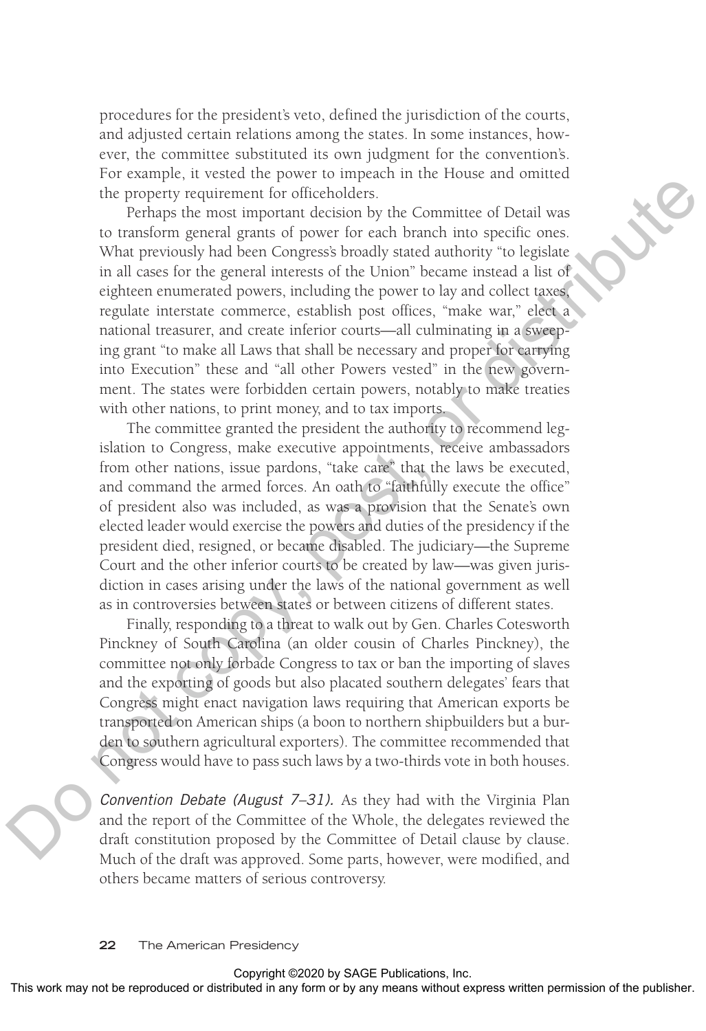procedures for the president's veto, defined the jurisdiction of the courts, and adjusted certain relations among the states. In some instances, however, the committee substituted its own judgment for the convention's. For example, it vested the power to impeach in the House and omitted the property requirement for officeholders.

Perhaps the most important decision by the Committee of Detail was to transform general grants of power for each branch into specific ones. What previously had been Congress's broadly stated authority "to legislate in all cases for the general interests of the Union" became instead a list of eighteen enumerated powers, including the power to lay and collect taxes, regulate interstate commerce, establish post offices, "make war," elect a national treasurer, and create inferior courts—all culminating in a sweeping grant "to make all Laws that shall be necessary and proper for carrying into Execution" these and "all other Powers vested" in the new government. The states were forbidden certain powers, notably to make treaties with other nations, to print money, and to tax imports.

The committee granted the president the authority to recommend legislation to Congress, make executive appointments, receive ambassadors from other nations, issue pardons, "take care" that the laws be executed, and command the armed forces. An oath to "faithfully execute the office" of president also was included, as was a provision that the Senate's own elected leader would exercise the powers and duties of the presidency if the president died, resigned, or became disabled. The judiciary—the Supreme Court and the other inferior courts to be created by law—was given jurisdiction in cases arising under the laws of the national government as well as in controversies between states or between citizens of different states.

Finally, responding to a threat to walk out by Gen. Charles Cotesworth Pinckney of South Carolina (an older cousin of Charles Pinckney), the committee not only forbade Congress to tax or ban the importing of slaves and the exporting of goods but also placated southern delegates' fears that Congress might enact navigation laws requiring that American exports be transported on American ships (a boon to northern shipbuilders but a burden to southern agricultural exporters). The committee recommended that Congress would have to pass such laws by a two-thirds vote in both houses.

*Convention Debate (August 7–31).* As they had with the Virginia Plan and the report of the Committee of the Whole, the delegates reviewed the draft constitution proposed by the Committee of Detail clause by clause. Much of the draft was approved. Some parts, however, were modified, and others became matters of serious controversy.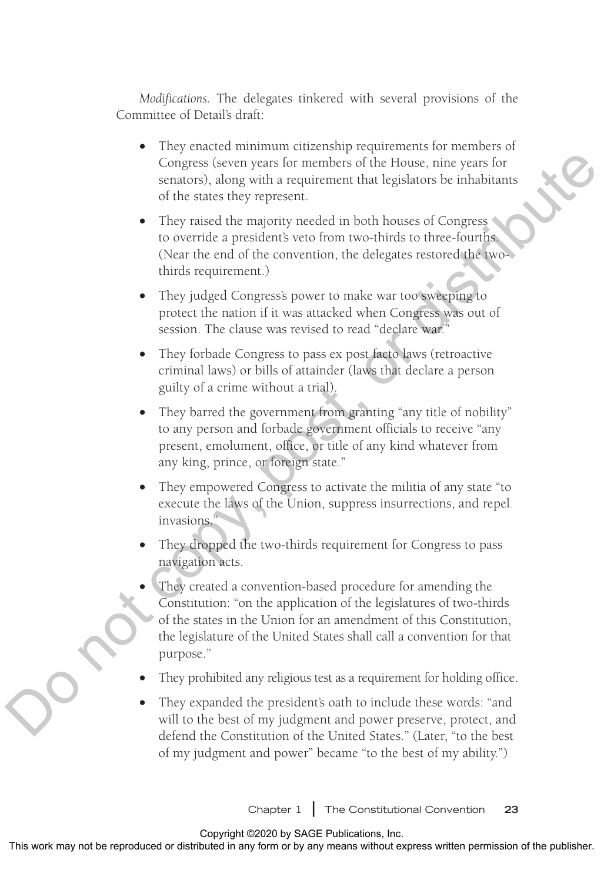*Modifications.* The delegates tinkered with several provisions of the Committee of Detail's draft:

- They enacted minimum citizenship requirements for members of Congress (seven years for members of the House, nine years for senators), along with a requirement that legislators be inhabitants of the states they represent.
- They raised the majority needed in both houses of Congress to override a president's veto from two-thirds to three-fourths. (Near the end of the convention, the delegates restored the two-thirds requirement.)
- They judged Congress's power to make war too sweeping to protect the nation if it was attacked when Congress was out of session. The clause was revised to read "declare war."
- They forbade Congress to pass ex post facto laws (retroactive criminal laws) or bills of attainder (laws that declare a person guilty of a crime without a trial).
- They barred the government from granting "any title of nobility" to any person and forbade government officials to receive "any present, emolument, office, or title of any kind whatever from any king, prince, or foreign state."
- They empowered Congress to activate the militia of any state "to execute the laws of the Union, suppress insurrections, and repel invasions."
- They dropped the two-thirds requirement for Congress to pass navigation acts.
- They created a convention-based procedure for amending the Constitution: "on the application of the legislatures of two-thirds of the states in the Union for an amendment of this Constitution, the legislature of the United States shall call a convention for that purpose."
- They prohibited any religious test as a requirement for holding office.
- They expanded the president's oath to include these words: "and will to the best of my judgment and power preserve, protect, and defend the Constitution of the United States." (Later, "to the best of my judgment and power" became "to the best of my ability.")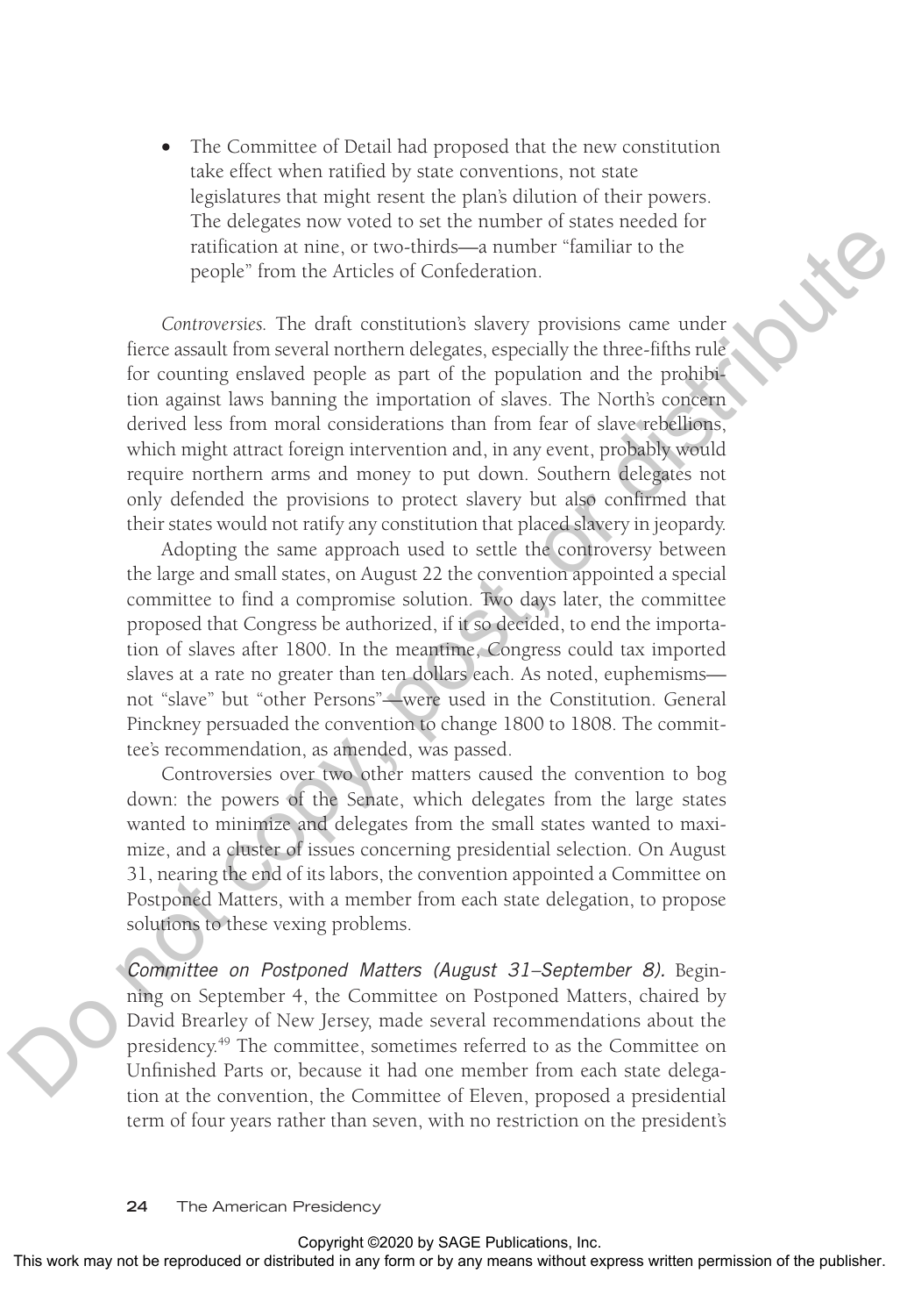- The Committee of Detail had proposed that the new constitution take effect when ratified by state conventions, not state legislatures that might resent the plan's dilution of their powers. The delegates now voted to set the number of states needed for ratification at nine, or two-thirds—a number "familiar to the people" from the Articles of Confederation.

*Controversies.* The draft constitution's slavery provisions came under fierce assault from several northern delegates, especially the three-fifths rule for counting enslaved people as part of the population and the prohibition against laws banning the importation of slaves. The North's concern derived less from moral considerations than from fear of slave rebellions, which might attract foreign intervention and, in any event, probably would require northern arms and money to put down. Southern delegates not only defended the provisions to protect slavery but also confirmed that their states would not ratify any constitution that placed slavery in jeopardy.

Adopting the same approach used to settle the controversy between the large and small states, on August 22 the convention appointed a special committee to find a compromise solution. Two days later, the committee proposed that Congress be authorized, if it so decided, to end the importation of slaves after 1800. In the meantime, Congress could tax imported slaves at a rate no greater than ten dollars each. As noted, euphemisms—not "slave" but "other Persons"—were used in the Constitution. General Pinckney persuaded the convention to change 1800 to 1808. The committee's recommendation, as amended, was passed.

Controversies over two other matters caused the convention to bog down: the powers of the Senate, which delegates from the large states wanted to minimize and delegates from the small states wanted to maximize, and a cluster of issues concerning presidential selection. On August 31, nearing the end of its labors, the convention appointed a Committee on Postponed Matters, with a member from each state delegation, to propose solutions to these vexing problems.

*Committee on Postponed Matters (August 31–September 8).* Beginning on September 4, the Committee on Postponed Matters, chaired by David Brearley of New Jersey, made several recommendations about the presidency.[49] The committee, sometimes referred to as the Committee on Unfinished Parts or, because it had one member from each state delegation at the convention, the Committee of Eleven, proposed a presidential term of four years rather than seven, with no restriction on the president's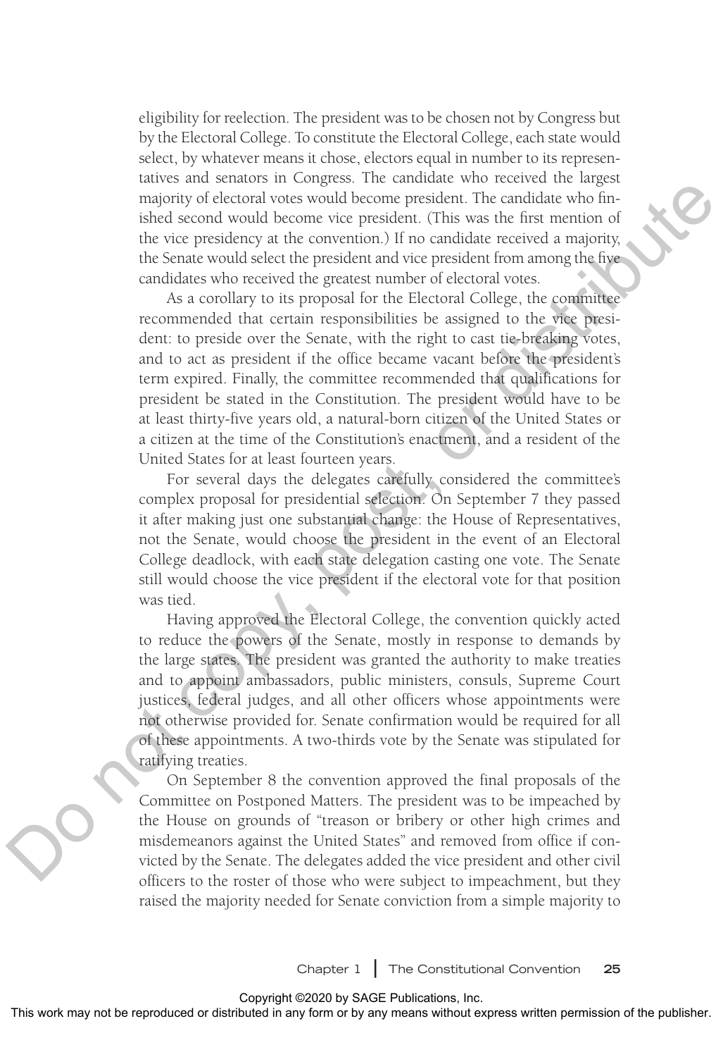eligibility for reelection. The president was to be chosen not by Congress but by the Electoral College. To constitute the Electoral College, each state would select, by whatever means it chose, electors equal in number to its representatives and senators in Congress. The candidate who received the largest majority of electoral votes would become president. The candidate who finished second would become vice president. (This was the first mention of the vice presidency at the convention.) If no candidate received a majority, the Senate would select the president and vice president from among the five candidates who received the greatest number of electoral votes.

As a corollary to its proposal for the Electoral College, the committee recommended that certain responsibilities be assigned to the vice president: to preside over the Senate, with the right to cast tie-breaking votes, and to act as president if the office became vacant before the president's term expired. Finally, the committee recommended that qualifications for president be stated in the Constitution. The president would have to be at least thirty-five years old, a natural-born citizen of the United States or a citizen at the time of the Constitution's enactment, and a resident of the United States for at least fourteen years.

For several days the delegates carefully considered the committee's complex proposal for presidential selection. On September 7 they passed it after making just one substantial change: the House of Representatives, not the Senate, would choose the president in the event of an Electoral College deadlock, with each state delegation casting one vote. The Senate still would choose the vice president if the electoral vote for that position was tied.

Having approved the Electoral College, the convention quickly acted to reduce the powers of the Senate, mostly in response to demands by the large states. The president was granted the authority to make treaties and to appoint ambassadors, public ministers, consuls, Supreme Court justices, federal judges, and all other officers whose appointments were not otherwise provided for. Senate confirmation would be required for all of these appointments. A two-thirds vote by the Senate was stipulated for ratifying treaties.

On September 8 the convention approved the final proposals of the Committee on Postponed Matters. The president was to be impeached by the House on grounds of "treason or bribery or other high crimes and misdemeanors against the United States" and removed from office if convicted by the Senate. The delegates added the vice president and other civil officers to the roster of those who were subject to impeachment, but they raised the majority needed for Senate conviction from a simple majority to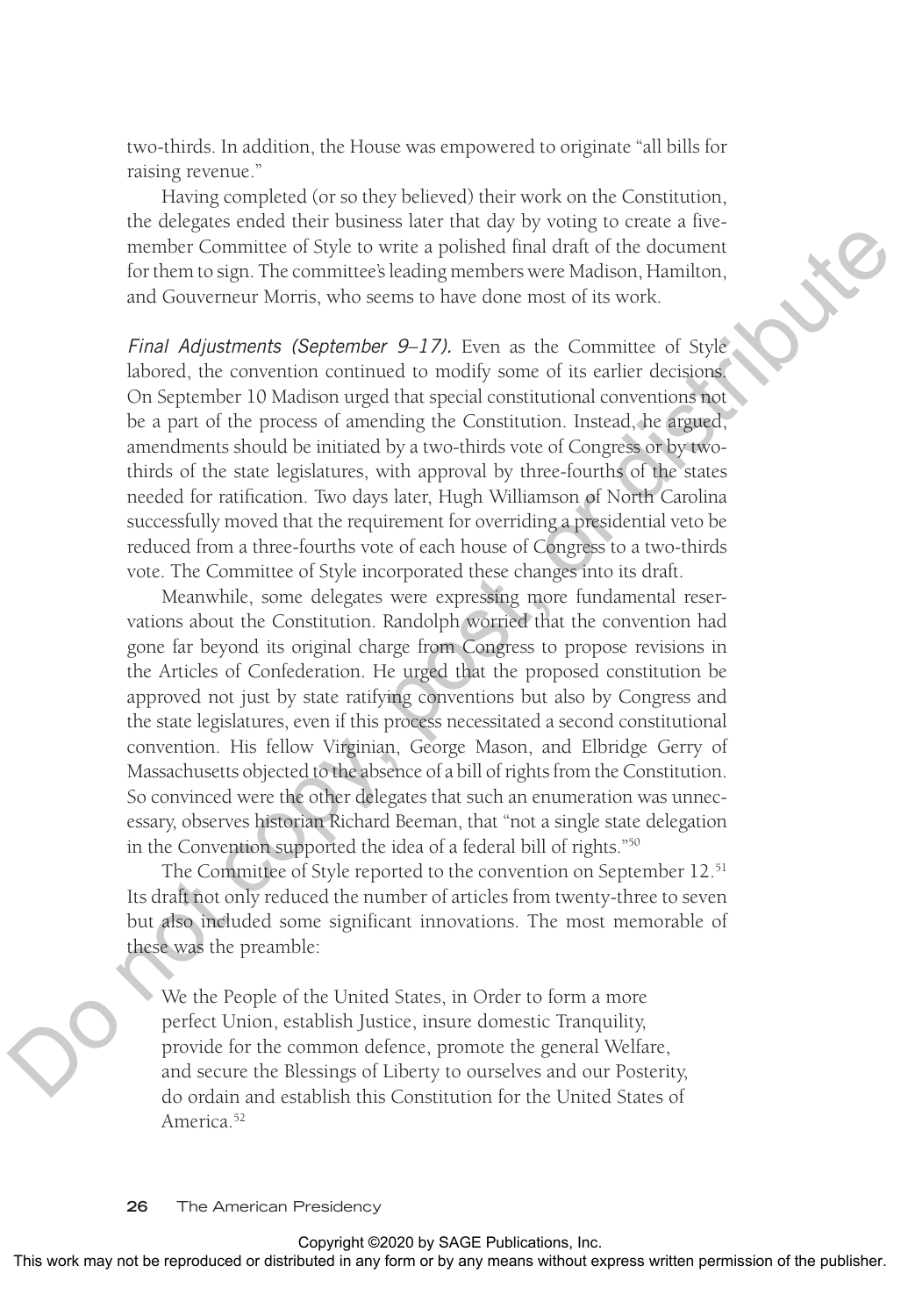two-thirds. In addition, the House was empowered to originate "all bills for raising revenue."

Having completed (or so they believed) their work on the Constitution, the delegates ended their business later that day by voting to create a five-member Committee of Style to write a polished final draft of the document for them to sign. The committee's leading members were Madison, Hamilton, and Gouverneur Morris, who seems to have done most of its work.

*Final Adjustments (September 9–17).* Even as the Committee of Style labored, the convention continued to modify some of its earlier decisions. On September 10 Madison urged that special constitutional conventions not be a part of the process of amending the Constitution. Instead, he argued, amendments should be initiated by a two-thirds vote of Congress or by two-thirds of the state legislatures, with approval by three-fourths of the states needed for ratification. Two days later, Hugh Williamson of North Carolina successfully moved that the requirement for overriding a presidential veto be reduced from a three-fourths vote of each house of Congress to a two-thirds vote. The Committee of Style incorporated these changes into its draft.

Meanwhile, some delegates were expressing more fundamental reservations about the Constitution. Randolph worried that the convention had gone far beyond its original charge from Congress to propose revisions in the Articles of Confederation. He urged that the proposed constitution be approved not just by state ratifying conventions but also by Congress and the state legislatures, even if this process necessitated a second constitutional convention. His fellow Virginian, George Mason, and Elbridge Gerry of Massachusetts objected to the absence of a bill of rights from the Constitution. So convinced were the other delegates that such an enumeration was unnecessary, observes historian Richard Beeman, that "not a single state delegation in the Convention supported the idea of a federal bill of rights."[50]

The Committee of Style reported to the convention on September 12.[51] Its draft not only reduced the number of articles from twenty-three to seven but also included some significant innovations. The most memorable of these was the preamble:

> We the People of the United States, in Order to form a more perfect Union, establish Justice, insure domestic Tranquility, provide for the common defence, promote the general Welfare, and secure the Blessings of Liberty to ourselves and our Posterity, do ordain and establish this Constitution for the United States of America.[52]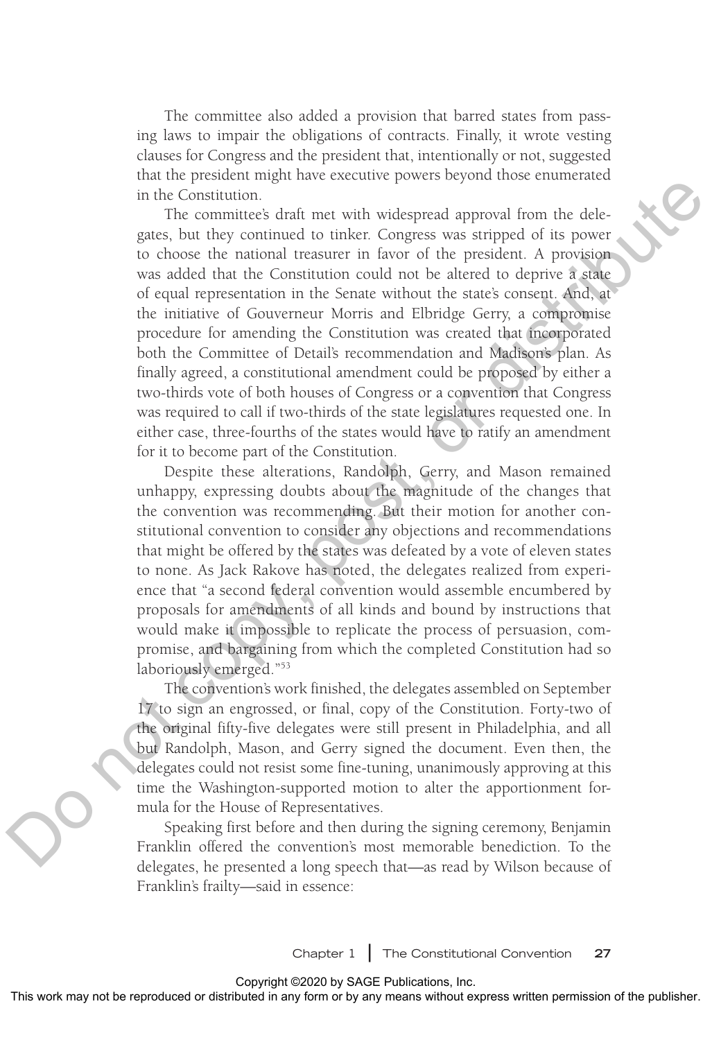The committee also added a provision that barred states from passing laws to impair the obligations of contracts. Finally, it wrote vesting clauses for Congress and the president that, intentionally or not, suggested that the president might have executive powers beyond those enumerated in the Constitution.

The committee's draft met with widespread approval from the delegates, but they continued to tinker. Congress was stripped of its power to choose the national treasurer in favor of the president. A provision was added that the Constitution could not be altered to deprive a state of equal representation in the Senate without the state's consent. And, at the initiative of Gouverneur Morris and Elbridge Gerry, a compromise procedure for amending the Constitution was created that incorporated both the Committee of Detail's recommendation and Madison's plan. As finally agreed, a constitutional amendment could be proposed by either a two-thirds vote of both houses of Congress or a convention that Congress was required to call if two-thirds of the state legislatures requested one. In either case, three-fourths of the states would have to ratify an amendment for it to become part of the Constitution.

Despite these alterations, Randolph, Gerry, and Mason remained unhappy, expressing doubts about the magnitude of the changes that the convention was recommending. But their motion for another constitutional convention to consider any objections and recommendations that might be offered by the states was defeated by a vote of eleven states to none. As Jack Rakove has noted, the delegates realized from experience that "a second federal convention would assemble encumbered by proposals for amendments of all kinds and bound by instructions that would make it impossible to replicate the process of persuasion, compromise, and bargaining from which the completed Constitution had so laboriously emerged."[53]

The convention's work finished, the delegates assembled on September 17 to sign an engrossed, or final, copy of the Constitution. Forty-two of the original fifty-five delegates were still present in Philadelphia, and all but Randolph, Mason, and Gerry signed the document. Even then, the delegates could not resist some fine-tuning, unanimously approving at this time the Washington-supported motion to alter the apportionment formula for the House of Representatives.

Speaking first before and then during the signing ceremony, Benjamin Franklin offered the convention's most memorable benediction. To the delegates, he presented a long speech that—as read by Wilson because of Franklin's frailty—said in essence: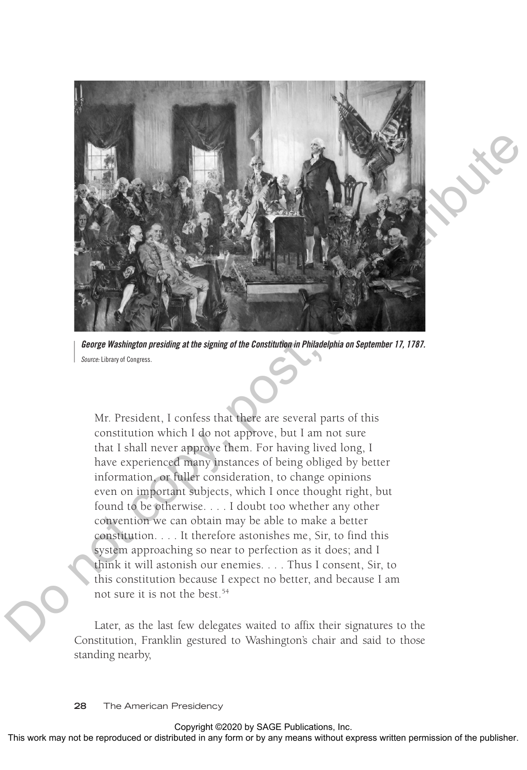*George Washington presiding at the signing of the Constitution in Philadelphia on September 17, 1787.*
*Source:* Library of Congress.

> Mr. President, I confess that there are several parts of this constitution which I do not approve, but I am not sure that I shall never approve them. For having lived long, I have experienced many instances of being obliged by better information, or fuller consideration, to change opinions even on important subjects, which I once thought right, but found to be otherwise. . . . I doubt too whether any other convention we can obtain may be able to make a better constitution. . . . It therefore astonishes me, Sir, to find this system approaching so near to perfection as it does; and I think it will astonish our enemies. . . . Thus I consent, Sir, to this constitution because I expect no better, and because I am not sure it is not the best.[54]

Later, as the last few delegates waited to affix their signatures to the Constitution, Franklin gestured to Washington's chair and said to those standing nearby,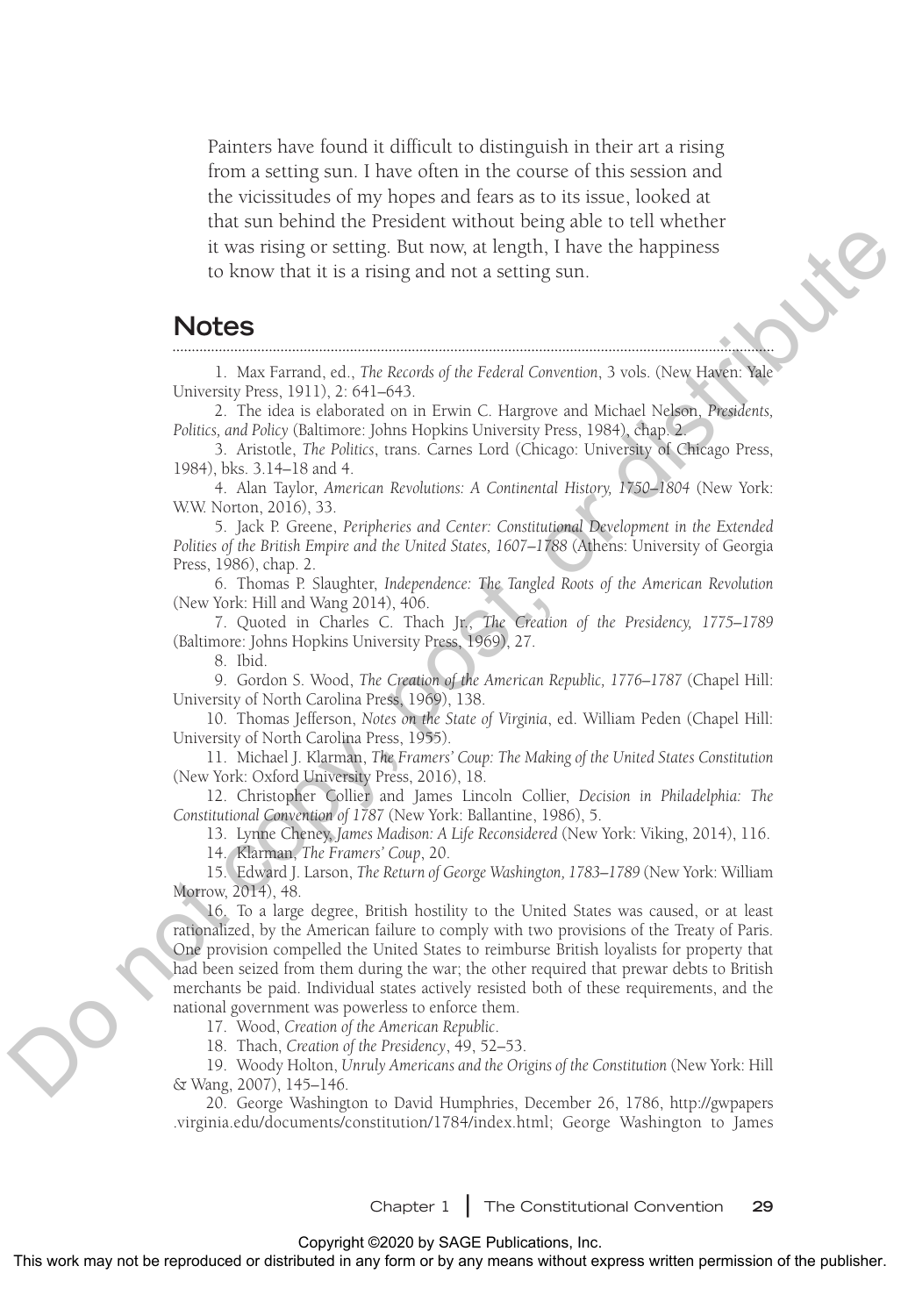Painters have found it difficult to distinguish in their art a rising from a setting sun. I have often in the course of this session and the vicissitudes of my hopes and fears as to its issue, looked at that sun behind the President without being able to tell whether it was rising or setting. But now, at length, I have the happiness to know that it is a rising and not a setting sun.

## Notes

1. Max Farrand, ed., *The Records of the Federal Convention*, 3 vols. (New Haven: Yale University Press, 1911), 2: 641–643.

2. The idea is elaborated on in Erwin C. Hargrove and Michael Nelson, *Presidents, Politics, and Policy* (Baltimore: Johns Hopkins University Press, 1984), chap. 2.

3. Aristotle, *The Politics*, trans. Carnes Lord (Chicago: University of Chicago Press, 1984), bks. 3.14–18 and 4.

4. Alan Taylor, *American Revolutions: A Continental History, 1750–1804* (New York: W.W. Norton, 2016), 33.

5. Jack P. Greene, *Peripheries and Center: Constitutional Development in the Extended Polities of the British Empire and the United States, 1607–1788* (Athens: University of Georgia Press, 1986), chap. 2.

6. Thomas P. Slaughter, *Independence: The Tangled Roots of the American Revolution* (New York: Hill and Wang 2014), 406.

7. Quoted in Charles C. Thach Jr., *The Creation of the Presidency, 1775–1789* (Baltimore: Johns Hopkins University Press, 1969), 27.

8. Ibid.

9. Gordon S. Wood, *The Creation of the American Republic, 1776–1787* (Chapel Hill: University of North Carolina Press, 1969), 138.

10. Thomas Jefferson, *Notes on the State of Virginia*, ed. William Peden (Chapel Hill: University of North Carolina Press, 1955).

11. Michael J. Klarman, *The Framers' Coup: The Making of the United States Constitution* (New York: Oxford University Press, 2016), 18.

12. Christopher Collier and James Lincoln Collier, *Decision in Philadelphia: The Constitutional Convention of 1787* (New York: Ballantine, 1986), 5.

13. Lynne Cheney, *James Madison: A Life Reconsidered* (New York: Viking, 2014), 116.

14. Klarman, *The Framers' Coup*, 20.

15. Edward J. Larson, *The Return of George Washington, 1783–1789* (New York: William Morrow, 2014), 48.

16. To a large degree, British hostility to the United States was caused, or at least rationalized, by the American failure to comply with two provisions of the Treaty of Paris. One provision compelled the United States to reimburse British loyalists for property that had been seized from them during the war; the other required that prewar debts to British merchants be paid. Individual states actively resisted both of these requirements, and the national government was powerless to enforce them.

17. Wood, *Creation of the American Republic*.

18. Thach, *Creation of the Presidency*, 49, 52–53.

19. Woody Holton, *Unruly Americans and the Origins of the Constitution* (New York: Hill & Wang, 2007), 145–146.

20. George Washington to David Humphries, December 26, 1786, http://gwpapers.virginia.edu/documents/constitution/1784/index.html; George Washington to James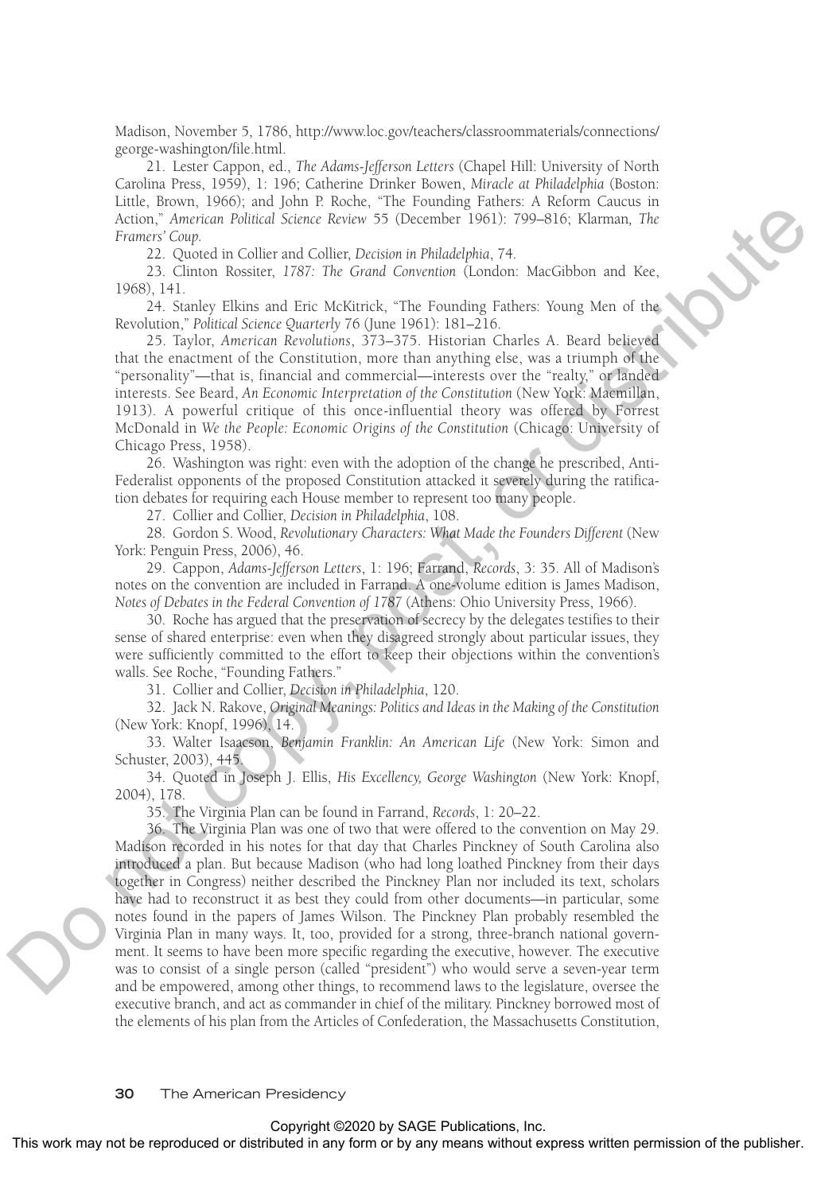Madison, November 5, 1786, http://www.loc.gov/teachers/classroommaterials/connections/george-washington/file.html.

21. Lester Cappon, ed., *The Adams-Jefferson Letters* (Chapel Hill: University of North Carolina Press, 1959), 1: 196; Catherine Drinker Bowen, *Miracle at Philadelphia* (Boston: Little, Brown, 1966); and John P. Roche, "The Founding Fathers: A Reform Caucus in Action," *American Political Science Review* 55 (December 1961): 799–816; Klarman, *The Framers' Coup*.

22. Quoted in Collier and Collier, *Decision in Philadelphia*, 74.

23. Clinton Rossiter, *1787: The Grand Convention* (London: MacGibbon and Kee, 1968), 141.

24. Stanley Elkins and Eric McKitrick, "The Founding Fathers: Young Men of the Revolution," *Political Science Quarterly* 76 (June 1961): 181–216.

25. Taylor, *American Revolutions*, 373–375. Historian Charles A. Beard believed that the enactment of the Constitution, more than anything else, was a triumph of the "personality"—that is, financial and commercial—interests over the "realty," or landed interests. See Beard, *An Economic Interpretation of the Constitution* (New York: Macmillan, 1913). A powerful critique of this once-influential theory was offered by Forrest McDonald in *We the People: Economic Origins of the Constitution* (Chicago: University of Chicago Press, 1958).

26. Washington was right: even with the adoption of the change he prescribed, Anti-Federalist opponents of the proposed Constitution attacked it severely during the ratification debates for requiring each House member to represent too many people.

27. Collier and Collier, *Decision in Philadelphia*, 108.

28. Gordon S. Wood, *Revolutionary Characters: What Made the Founders Different* (New York: Penguin Press, 2006), 46.

29. Cappon, *Adams-Jefferson Letters*, 1: 196; Farrand, *Records*, 3: 35. All of Madison's notes on the convention are included in Farrand. A one-volume edition is James Madison, *Notes of Debates in the Federal Convention of 1787* (Athens: Ohio University Press, 1966).

30. Roche has argued that the preservation of secrecy by the delegates testifies to their sense of shared enterprise: even when they disagreed strongly about particular issues, they were sufficiently committed to the effort to keep their objections within the convention's walls. See Roche, "Founding Fathers."

31. Collier and Collier, *Decision in Philadelphia*, 120.

32. Jack N. Rakove, *Original Meanings: Politics and Ideas in the Making of the Constitution* (New York: Knopf, 1996), 14.

33. Walter Isaacson, *Benjamin Franklin: An American Life* (New York: Simon and Schuster, 2003), 445.

34. Quoted in Joseph J. Ellis, *His Excellency, George Washington* (New York: Knopf, 2004), 178.

35. The Virginia Plan can be found in Farrand, *Records*, 1: 20–22.

36. The Virginia Plan was one of two that were offered to the convention on May 29. Madison recorded in his notes for that day that Charles Pinckney of South Carolina also introduced a plan. But because Madison (who had long loathed Pinckney from their days together in Congress) neither described the Pinckney Plan nor included its text, scholars have had to reconstruct it as best they could from other documents—in particular, some notes found in the papers of James Wilson. The Pinckney Plan probably resembled the Virginia Plan in many ways. It, too, provided for a strong, three-branch national government. It seems to have been more specific regarding the executive, however. The executive was to consist of a single person (called "president") who would serve a seven-year term and be empowered, among other things, to recommend laws to the legislature, oversee the executive branch, and act as commander in chief of the military. Pinckney borrowed most of the elements of his plan from the Articles of Confederation, the Massachusetts Constitution,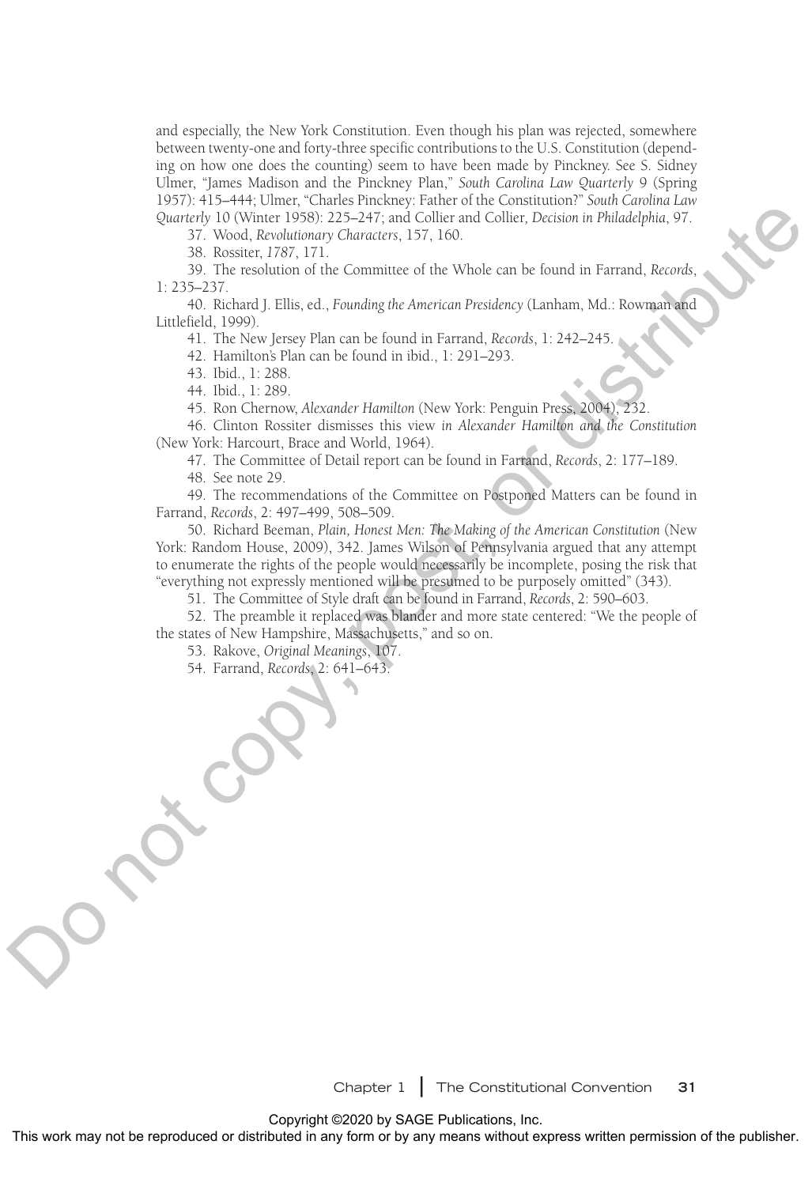and especially, the New York Constitution. Even though his plan was rejected, somewhere between twenty-one and forty-three specific contributions to the U.S. Constitution (depending on how one does the counting) seem to have been made by Pinckney. See S. Sidney Ulmer, "James Madison and the Pinckney Plan," *South Carolina Law Quarterly* 9 (Spring 1957): 415–444; Ulmer, "Charles Pinckney: Father of the Constitution?" *South Carolina Law Quarterly* 10 (Winter 1958): 225–247; and Collier and Collier, *Decision in Philadelphia*, 97.

37. Wood, *Revolutionary Characters*, 157, 160.

38. Rossiter, *1787*, 171.

39. The resolution of the Committee of the Whole can be found in Farrand, *Records*, 1: 235–237.

40. Richard J. Ellis, ed., *Founding the American Presidency* (Lanham, Md.: Rowman and Littlefield, 1999).

41. The New Jersey Plan can be found in Farrand, *Records*, 1: 242–245.

42. Hamilton's Plan can be found in ibid., 1: 291–293.

43. Ibid., 1: 288.

44. Ibid., 1: 289.

45. Ron Chernow, *Alexander Hamilton* (New York: Penguin Press, 2004), 232.

46. Clinton Rossiter dismisses this view in *Alexander Hamilton and the Constitution* (New York: Harcourt, Brace and World, 1964).

47. The Committee of Detail report can be found in Farrand, *Records*, 2: 177–189.

48. See note 29.

49. The recommendations of the Committee on Postponed Matters can be found in Farrand, *Records*, 2: 497–499, 508–509.

50. Richard Beeman, *Plain, Honest Men: The Making of the American Constitution* (New York: Random House, 2009), 342. James Wilson of Pennsylvania argued that any attempt to enumerate the rights of the people would necessarily be incomplete, posing the risk that "everything not expressly mentioned will be presumed to be purposely omitted" (343).

51. The Committee of Style draft can be found in Farrand, *Records*, 2: 590–603.

52. The preamble it replaced was blander and more state centered: "We the people of the states of New Hampshire, Massachusetts," and so on.

53. Rakove, *Original Meanings*, 107.

54. Farrand, *Records*, 2: 641–643.